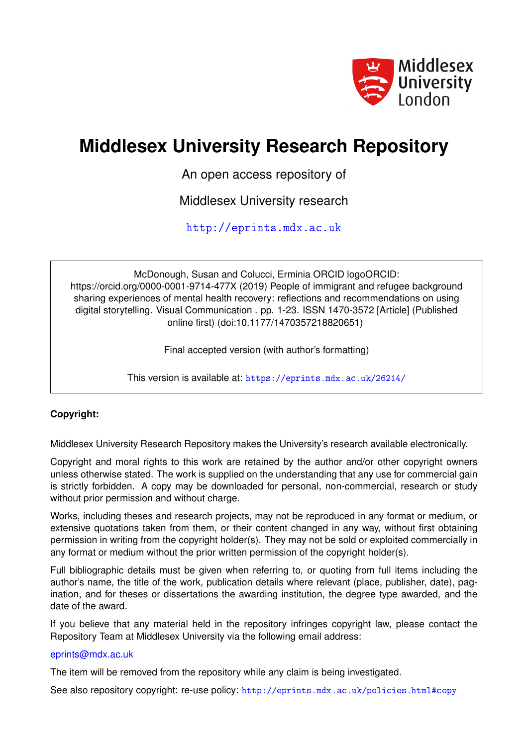# Middlesex University Research Repository

An open access repository of

Middlesex University research

http://eprints.mdx.ac.uk

McDonough, Susan and Colucci, Erminia ORCID logoORCID: https://orcid.org/0000-0001-9714-477X (2019) People of immigrant and refugee background sharing experiences of mental health recovery: reflections and recommendations on using digital storytelling. Visual Communication . pp. 1-23. ISSN 1470-3572 [Article] (Published online first) (doi:10.1177/1470357218820651)

Final accepted version (with author's formatting)

This version is available at: https://eprints.mdx.ac.uk/26214/

**Copyright:**

Middlesex University Research Repository makes the University's research available electronically.

Copyright and moral rights to this work are retained by the author and/or other copyright owners unless otherwise stated. The work is supplied on the understanding that any use for commercial gain is strictly forbidden. A copy may be downloaded for personal, non-commercial, research or study without prior permission and without charge.

Works, including theses and research projects, may not be reproduced in any format or medium, or extensive quotations taken from them, or their content changed in any way, without first obtaining permission in writing from the copyright holder(s). They may not be sold or exploited commercially in any format or medium without the prior written permission of the copyright holder(s).

Full bibliographic details must be given when referring to, or quoting from full items including the author's name, the title of the work, publication details where relevant (place, publisher, date), pagination, and for theses or dissertations the awarding institution, the degree type awarded, and the date of the award.

If you believe that any material held in the repository infringes copyright law, please contact the Repository Team at Middlesex University via the following email address:

eprints@mdx.ac.uk

The item will be removed from the repository while any claim is being investigated.

See also repository copyright: re-use policy: http://eprints.mdx.ac.uk/policies.html#copy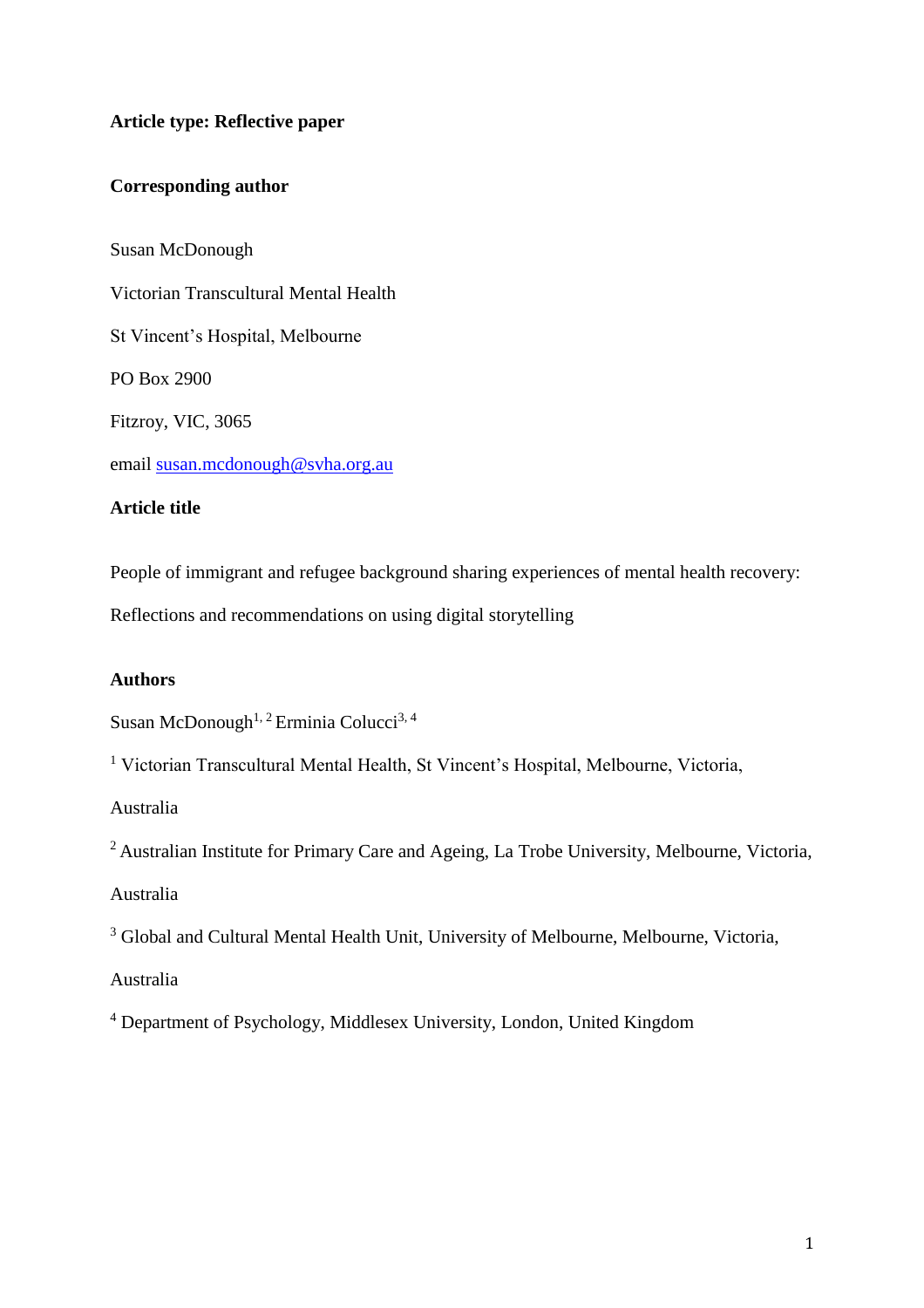**Article type: Reflective paper**

**Corresponding author**

Susan McDonough

Victorian Transcultural Mental Health

St Vincent's Hospital, Melbourne

PO Box 2900

Fitzroy, VIC, 3065

email susan.mcdonough@svha.org.au

**Article title**

People of immigrant and refugee background sharing experiences of mental health recovery: Reflections and recommendations on using digital storytelling

**Authors**

Susan McDonough[1, 2] Erminia Colucci[3, 4]

[1] Victorian Transcultural Mental Health, St Vincent's Hospital, Melbourne, Victoria, Australia

[2] Australian Institute for Primary Care and Ageing, La Trobe University, Melbourne, Victoria, Australia

[3] Global and Cultural Mental Health Unit, University of Melbourne, Melbourne, Victoria, Australia

[4] Department of Psychology, Middlesex University, London, United Kingdom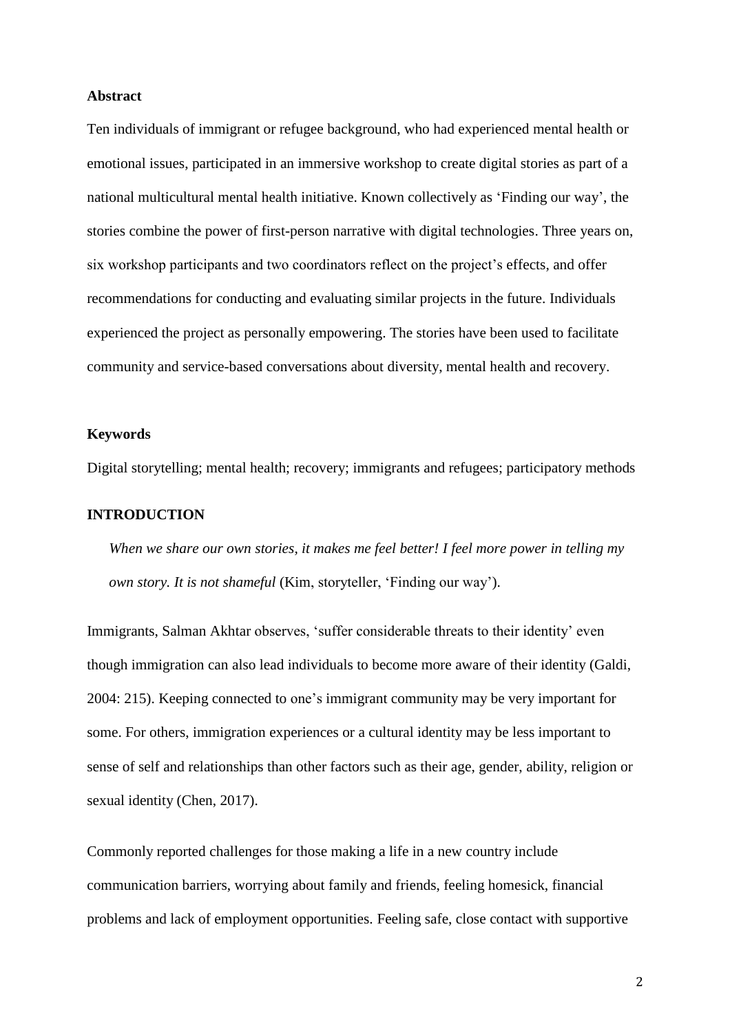## Abstract

Ten individuals of immigrant or refugee background, who had experienced mental health or emotional issues, participated in an immersive workshop to create digital stories as part of a national multicultural mental health initiative. Known collectively as 'Finding our way', the stories combine the power of first-person narrative with digital technologies. Three years on, six workshop participants and two coordinators reflect on the project's effects, and offer recommendations for conducting and evaluating similar projects in the future. Individuals experienced the project as personally empowering. The stories have been used to facilitate community and service-based conversations about diversity, mental health and recovery.

## Keywords

Digital storytelling; mental health; recovery; immigrants and refugees; participatory methods

## INTRODUCTION

> *When we share our own stories, it makes me feel better! I feel more power in telling my own story. It is not shameful* (Kim, storyteller, 'Finding our way').

Immigrants, Salman Akhtar observes, 'suffer considerable threats to their identity' even though immigration can also lead individuals to become more aware of their identity (Galdi, 2004: 215). Keeping connected to one's immigrant community may be very important for some. For others, immigration experiences or a cultural identity may be less important to sense of self and relationships than other factors such as their age, gender, ability, religion or sexual identity (Chen, 2017).

Commonly reported challenges for those making a life in a new country include communication barriers, worrying about family and friends, feeling homesick, financial problems and lack of employment opportunities. Feeling safe, close contact with supportive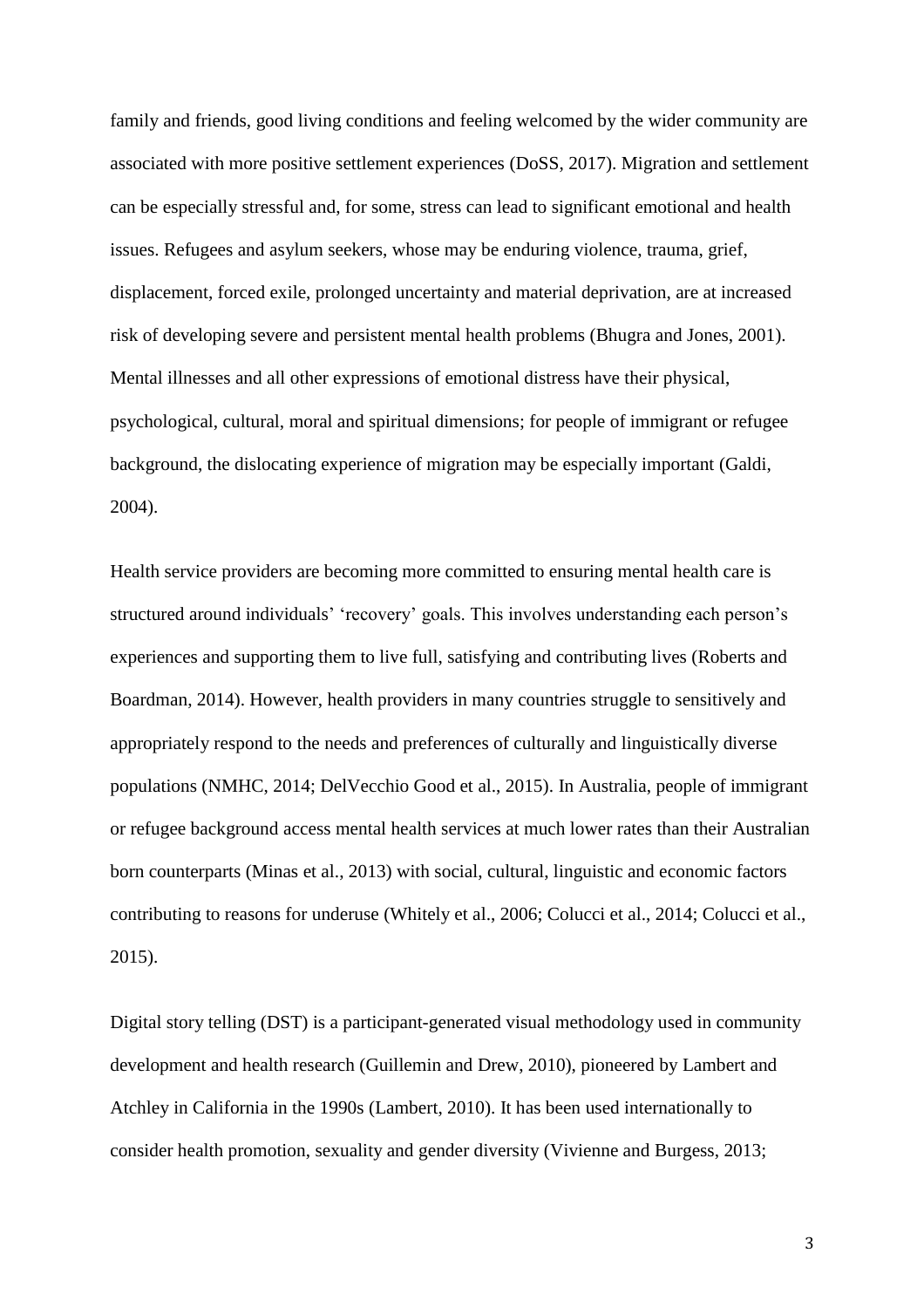family and friends, good living conditions and feeling welcomed by the wider community are associated with more positive settlement experiences (DoSS, 2017). Migration and settlement can be especially stressful and, for some, stress can lead to significant emotional and health issues. Refugees and asylum seekers, whose may be enduring violence, trauma, grief, displacement, forced exile, prolonged uncertainty and material deprivation, are at increased risk of developing severe and persistent mental health problems (Bhugra and Jones, 2001). Mental illnesses and all other expressions of emotional distress have their physical, psychological, cultural, moral and spiritual dimensions; for people of immigrant or refugee background, the dislocating experience of migration may be especially important (Galdi, 2004).

Health service providers are becoming more committed to ensuring mental health care is structured around individuals' 'recovery' goals. This involves understanding each person's experiences and supporting them to live full, satisfying and contributing lives (Roberts and Boardman, 2014). However, health providers in many countries struggle to sensitively and appropriately respond to the needs and preferences of culturally and linguistically diverse populations (NMHC, 2014; DelVecchio Good et al., 2015). In Australia, people of immigrant or refugee background access mental health services at much lower rates than their Australian born counterparts (Minas et al., 2013) with social, cultural, linguistic and economic factors contributing to reasons for underuse (Whitely et al., 2006; Colucci et al., 2014; Colucci et al., 2015).

Digital story telling (DST) is a participant-generated visual methodology used in community development and health research (Guillemin and Drew, 2010), pioneered by Lambert and Atchley in California in the 1990s (Lambert, 2010). It has been used internationally to consider health promotion, sexuality and gender diversity (Vivienne and Burgess, 2013;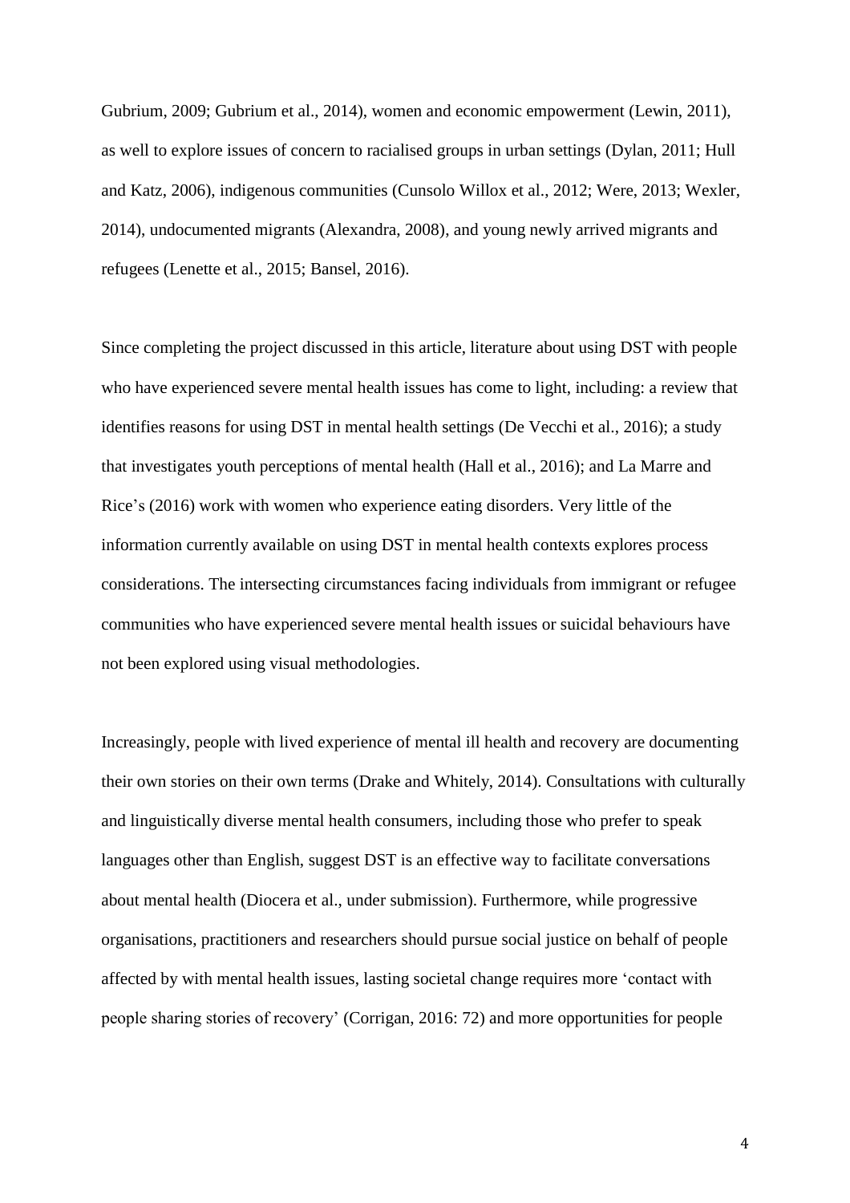Gubrium, 2009; Gubrium et al., 2014), women and economic empowerment (Lewin, 2011), as well to explore issues of concern to racialised groups in urban settings (Dylan, 2011; Hull and Katz, 2006), indigenous communities (Cunsolo Willox et al., 2012; Were, 2013; Wexler, 2014), undocumented migrants (Alexandra, 2008), and young newly arrived migrants and refugees (Lenette et al., 2015; Bansel, 2016).

Since completing the project discussed in this article, literature about using DST with people who have experienced severe mental health issues has come to light, including: a review that identifies reasons for using DST in mental health settings (De Vecchi et al., 2016); a study that investigates youth perceptions of mental health (Hall et al., 2016); and La Marre and Rice's (2016) work with women who experience eating disorders. Very little of the information currently available on using DST in mental health contexts explores process considerations. The intersecting circumstances facing individuals from immigrant or refugee communities who have experienced severe mental health issues or suicidal behaviours have not been explored using visual methodologies.

Increasingly, people with lived experience of mental ill health and recovery are documenting their own stories on their own terms (Drake and Whitely, 2014). Consultations with culturally and linguistically diverse mental health consumers, including those who prefer to speak languages other than English, suggest DST is an effective way to facilitate conversations about mental health (Diocera et al., under submission). Furthermore, while progressive organisations, practitioners and researchers should pursue social justice on behalf of people affected by with mental health issues, lasting societal change requires more 'contact with people sharing stories of recovery' (Corrigan, 2016: 72) and more opportunities for people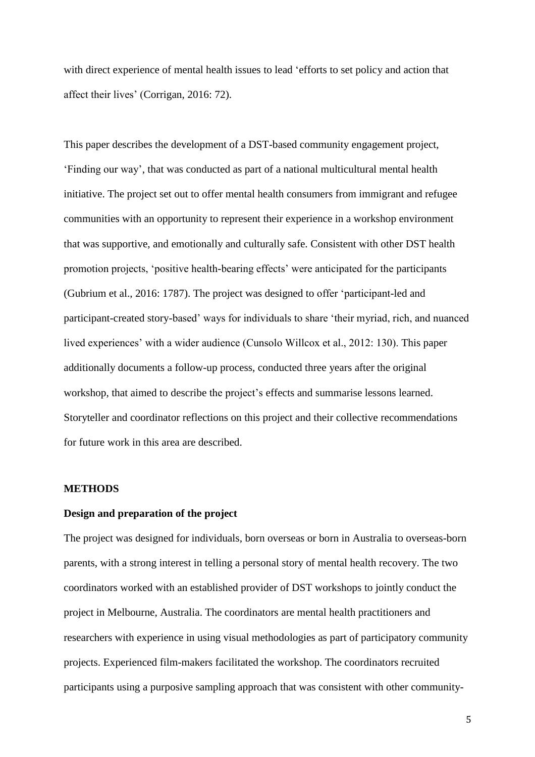with direct experience of mental health issues to lead 'efforts to set policy and action that affect their lives' (Corrigan, 2016: 72).

This paper describes the development of a DST-based community engagement project, 'Finding our way', that was conducted as part of a national multicultural mental health initiative. The project set out to offer mental health consumers from immigrant and refugee communities with an opportunity to represent their experience in a workshop environment that was supportive, and emotionally and culturally safe. Consistent with other DST health promotion projects, 'positive health-bearing effects' were anticipated for the participants (Gubrium et al., 2016: 1787). The project was designed to offer 'participant-led and participant-created story-based' ways for individuals to share 'their myriad, rich, and nuanced lived experiences' with a wider audience (Cunsolo Willcox et al., 2012: 130). This paper additionally documents a follow-up process, conducted three years after the original workshop, that aimed to describe the project's effects and summarise lessons learned. Storyteller and coordinator reflections on this project and their collective recommendations for future work in this area are described.

## METHODS

### Design and preparation of the project

The project was designed for individuals, born overseas or born in Australia to overseas-born parents, with a strong interest in telling a personal story of mental health recovery. The two coordinators worked with an established provider of DST workshops to jointly conduct the project in Melbourne, Australia. The coordinators are mental health practitioners and researchers with experience in using visual methodologies as part of participatory community projects. Experienced film-makers facilitated the workshop. The coordinators recruited participants using a purposive sampling approach that was consistent with other community-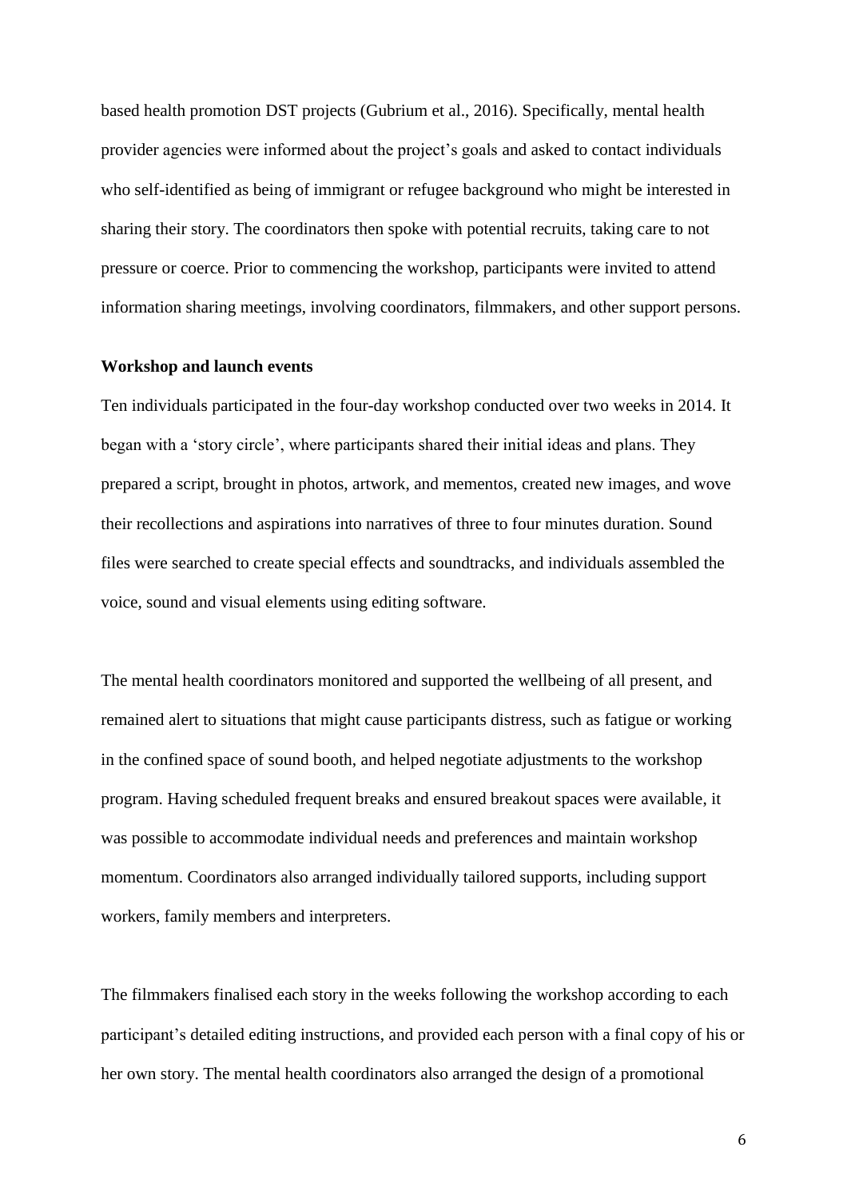based health promotion DST projects (Gubrium et al., 2016). Specifically, mental health provider agencies were informed about the project's goals and asked to contact individuals who self-identified as being of immigrant or refugee background who might be interested in sharing their story. The coordinators then spoke with potential recruits, taking care to not pressure or coerce. Prior to commencing the workshop, participants were invited to attend information sharing meetings, involving coordinators, filmmakers, and other support persons.

**Workshop and launch events**

Ten individuals participated in the four-day workshop conducted over two weeks in 2014. It began with a 'story circle', where participants shared their initial ideas and plans. They prepared a script, brought in photos, artwork, and mementos, created new images, and wove their recollections and aspirations into narratives of three to four minutes duration. Sound files were searched to create special effects and soundtracks, and individuals assembled the voice, sound and visual elements using editing software.

The mental health coordinators monitored and supported the wellbeing of all present, and remained alert to situations that might cause participants distress, such as fatigue or working in the confined space of sound booth, and helped negotiate adjustments to the workshop program. Having scheduled frequent breaks and ensured breakout spaces were available, it was possible to accommodate individual needs and preferences and maintain workshop momentum. Coordinators also arranged individually tailored supports, including support workers, family members and interpreters.

The filmmakers finalised each story in the weeks following the workshop according to each participant's detailed editing instructions, and provided each person with a final copy of his or her own story. The mental health coordinators also arranged the design of a promotional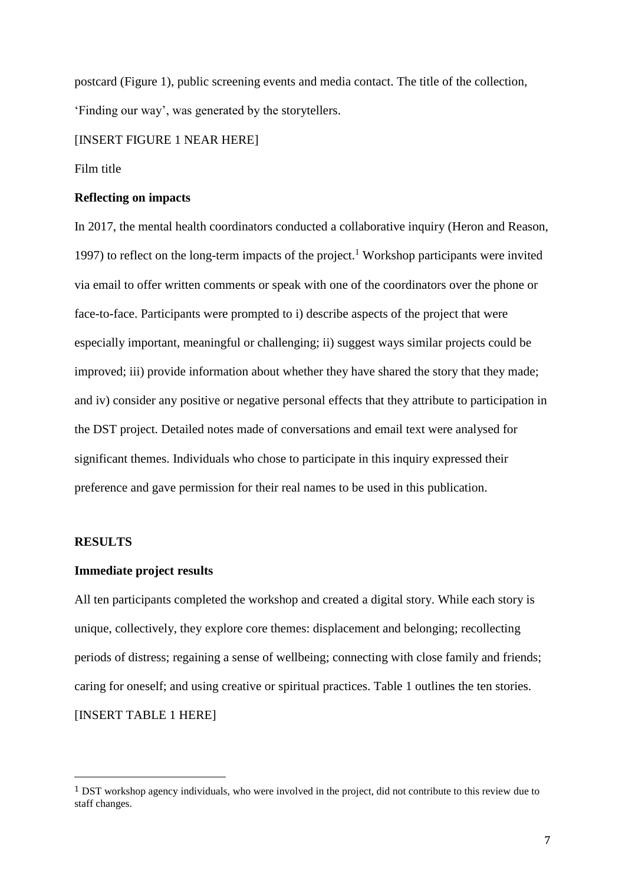postcard (Figure 1), public screening events and media contact. The title of the collection, 'Finding our way', was generated by the storytellers.

[INSERT FIGURE 1 NEAR HERE]

Film title

**Reflecting on impacts**

In 2017, the mental health coordinators conducted a collaborative inquiry (Heron and Reason, 1997) to reflect on the long-term impacts of the project.[1] Workshop participants were invited via email to offer written comments or speak with one of the coordinators over the phone or face-to-face. Participants were prompted to i) describe aspects of the project that were especially important, meaningful or challenging; ii) suggest ways similar projects could be improved; iii) provide information about whether they have shared the story that they made; and iv) consider any positive or negative personal effects that they attribute to participation in the DST project. Detailed notes made of conversations and email text were analysed for significant themes. Individuals who chose to participate in this inquiry expressed their preference and gave permission for their real names to be used in this publication.

## RESULTS

**Immediate project results**

All ten participants completed the workshop and created a digital story. While each story is unique, collectively, they explore core themes: displacement and belonging; recollecting periods of distress; regaining a sense of wellbeing; connecting with close family and friends; caring for oneself; and using creative or spiritual practices. Table 1 outlines the ten stories.

[INSERT TABLE 1 HERE]

---

[1] DST workshop agency individuals, who were involved in the project, did not contribute to this review due to staff changes.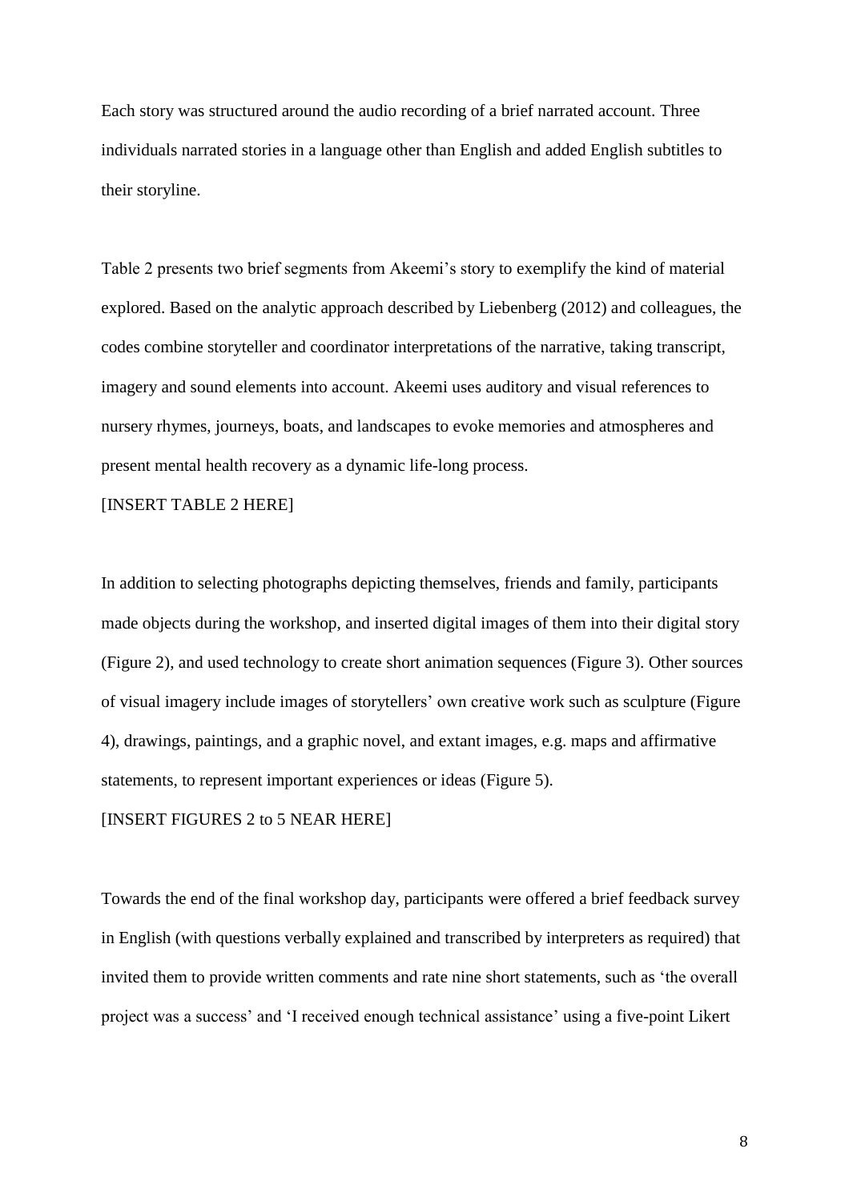Each story was structured around the audio recording of a brief narrated account. Three individuals narrated stories in a language other than English and added English subtitles to their storyline.

Table 2 presents two brief segments from Akeemi's story to exemplify the kind of material explored. Based on the analytic approach described by Liebenberg (2012) and colleagues, the codes combine storyteller and coordinator interpretations of the narrative, taking transcript, imagery and sound elements into account. Akeemi uses auditory and visual references to nursery rhymes, journeys, boats, and landscapes to evoke memories and atmospheres and present mental health recovery as a dynamic life-long process.

[INSERT TABLE 2 HERE]

In addition to selecting photographs depicting themselves, friends and family, participants made objects during the workshop, and inserted digital images of them into their digital story (Figure 2), and used technology to create short animation sequences (Figure 3). Other sources of visual imagery include images of storytellers' own creative work such as sculpture (Figure 4), drawings, paintings, and a graphic novel, and extant images, e.g. maps and affirmative statements, to represent important experiences or ideas (Figure 5).

[INSERT FIGURES 2 to 5 NEAR HERE]

Towards the end of the final workshop day, participants were offered a brief feedback survey in English (with questions verbally explained and transcribed by interpreters as required) that invited them to provide written comments and rate nine short statements, such as 'the overall project was a success' and 'I received enough technical assistance' using a five-point Likert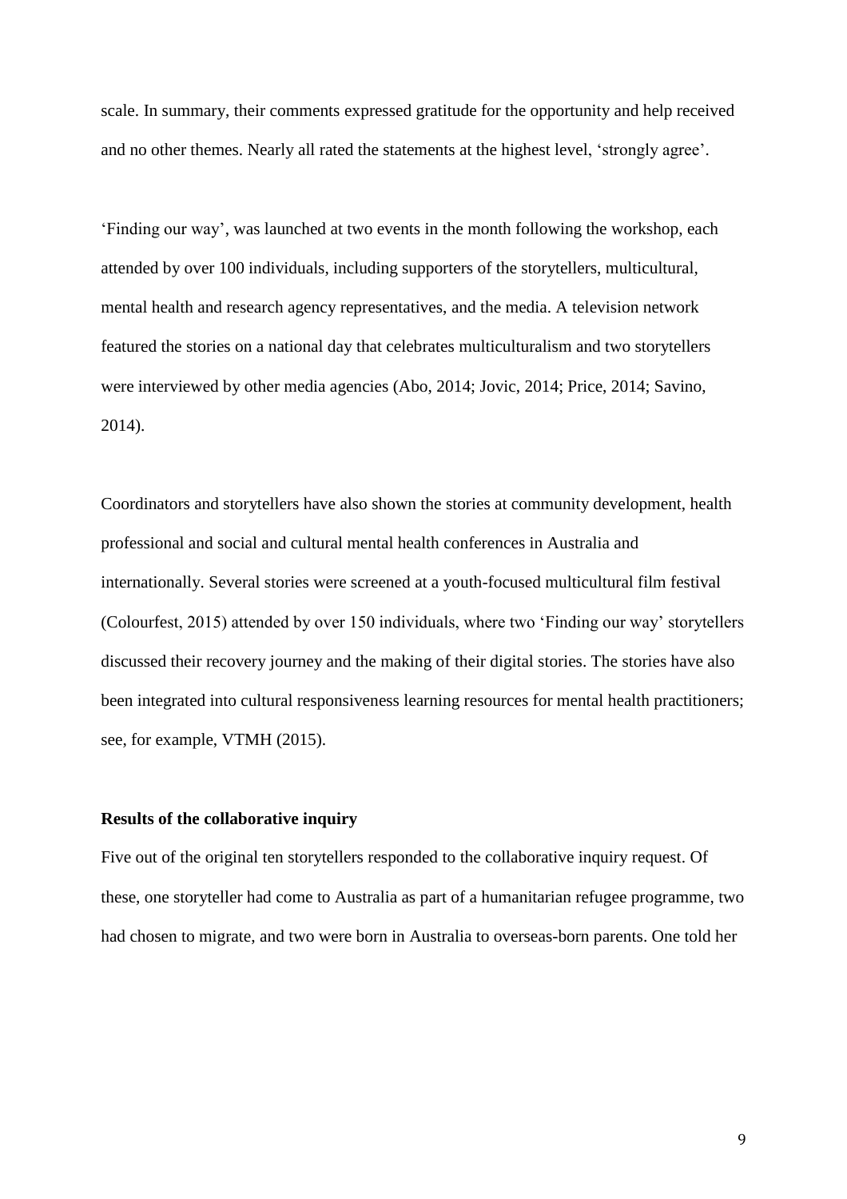scale. In summary, their comments expressed gratitude for the opportunity and help received and no other themes. Nearly all rated the statements at the highest level, 'strongly agree'.

'Finding our way', was launched at two events in the month following the workshop, each attended by over 100 individuals, including supporters of the storytellers, multicultural, mental health and research agency representatives, and the media. A television network featured the stories on a national day that celebrates multiculturalism and two storytellers were interviewed by other media agencies (Abo, 2014; Jovic, 2014; Price, 2014; Savino, 2014).

Coordinators and storytellers have also shown the stories at community development, health professional and social and cultural mental health conferences in Australia and internationally. Several stories were screened at a youth-focused multicultural film festival (Colourfest, 2015) attended by over 150 individuals, where two 'Finding our way' storytellers discussed their recovery journey and the making of their digital stories. The stories have also been integrated into cultural responsiveness learning resources for mental health practitioners; see, for example, VTMH (2015).

**Results of the collaborative inquiry**

Five out of the original ten storytellers responded to the collaborative inquiry request. Of these, one storyteller had come to Australia as part of a humanitarian refugee programme, two had chosen to migrate, and two were born in Australia to overseas-born parents. One told her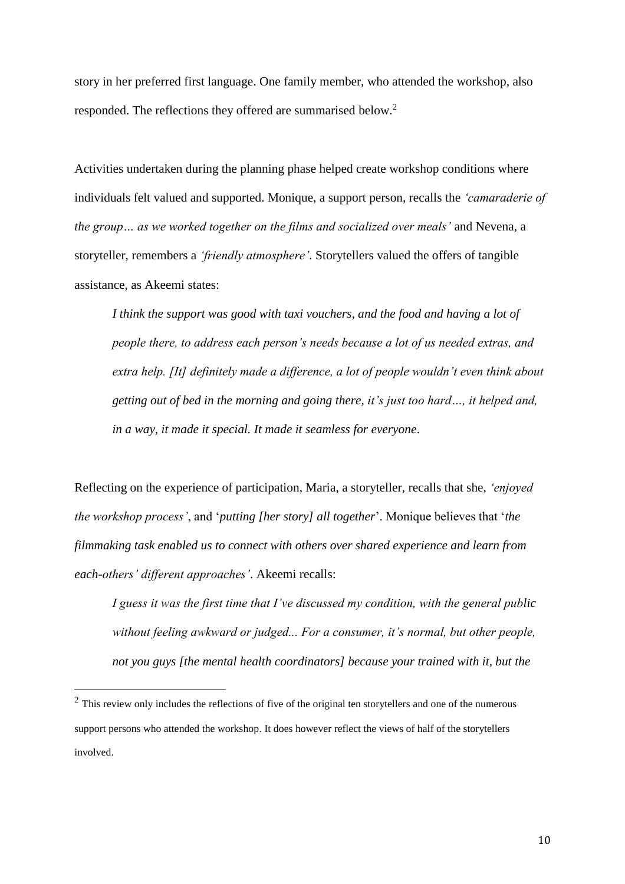story in her preferred first language. One family member, who attended the workshop, also responded. The reflections they offered are summarised below.[2]

Activities undertaken during the planning phase helped create workshop conditions where individuals felt valued and supported. Monique, a support person, recalls the *'camaraderie of the group… as we worked together on the films and socialized over meals'* and Nevena, a storyteller, remembers a *'friendly atmosphere'*. Storytellers valued the offers of tangible assistance, as Akeemi states:

> *I think the support was good with taxi vouchers, and the food and having a lot of people there, to address each person's needs because a lot of us needed extras, and extra help. [It] definitely made a difference, a lot of people wouldn't even think about getting out of bed in the morning and going there, it's just too hard…, it helped and, in a way, it made it special. It made it seamless for everyone*.

Reflecting on the experience of participation, Maria, a storyteller, recalls that she, *'enjoyed the workshop process'*, and '*putting [her story] all together*'. Monique believes that '*the filmmaking task enabled us to connect with others over shared experience and learn from each-others' different approaches'*. Akeemi recalls:

> *I guess it was the first time that I've discussed my condition, with the general public without feeling awkward or judged... For a consumer, it's normal, but other people, not you guys [the mental health coordinators] because your trained with it, but the*

[2] This review only includes the reflections of five of the original ten storytellers and one of the numerous support persons who attended the workshop. It does however reflect the views of half of the storytellers involved.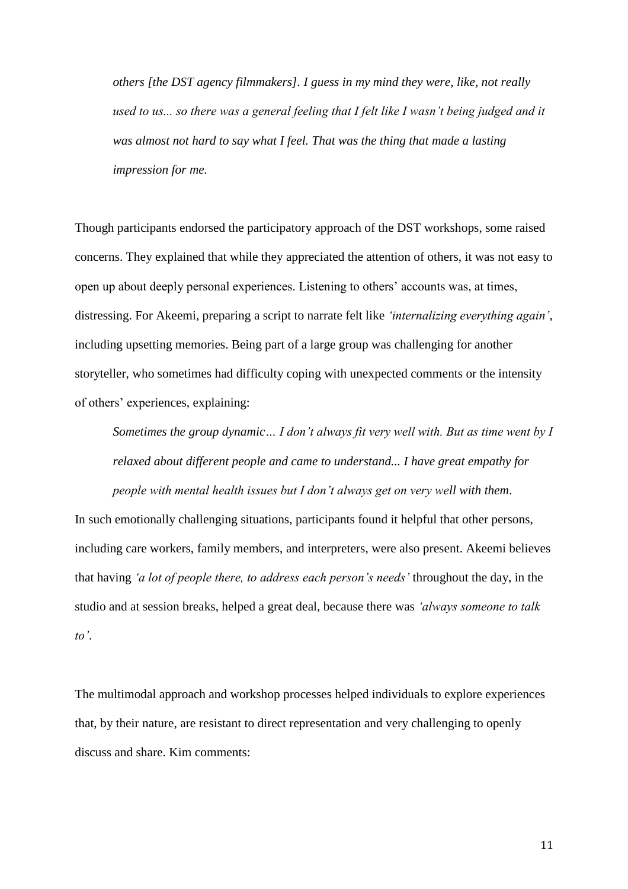*others [the DST agency filmmakers]. I guess in my mind they were, like, not really used to us... so there was a general feeling that I felt like I wasn't being judged and it was almost not hard to say what I feel. That was the thing that made a lasting impression for me.*

Though participants endorsed the participatory approach of the DST workshops, some raised concerns. They explained that while they appreciated the attention of others, it was not easy to open up about deeply personal experiences. Listening to others' accounts was, at times, distressing. For Akeemi, preparing a script to narrate felt like *'internalizing everything again'*, including upsetting memories. Being part of a large group was challenging for another storyteller, who sometimes had difficulty coping with unexpected comments or the intensity of others' experiences, explaining:

> *Sometimes the group dynamic… I don't always fit very well with. But as time went by I relaxed about different people and came to understand... I have great empathy for people with mental health issues but I don't always get on very well with them.*

In such emotionally challenging situations, participants found it helpful that other persons, including care workers, family members, and interpreters, were also present. Akeemi believes that having *'a lot of people there, to address each person's needs'* throughout the day, in the studio and at session breaks, helped a great deal, because there was *'always someone to talk to'*.

The multimodal approach and workshop processes helped individuals to explore experiences that, by their nature, are resistant to direct representation and very challenging to openly discuss and share. Kim comments: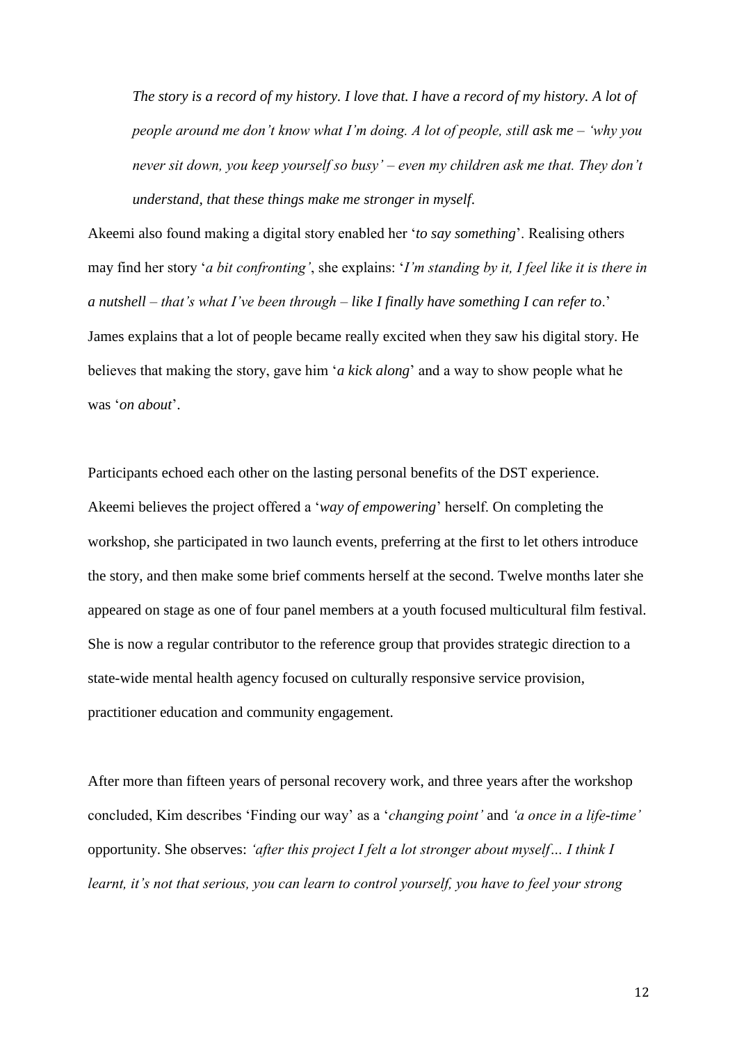> *The story is a record of my history. I love that. I have a record of my history. A lot of people around me don't know what I'm doing. A lot of people, still ask me – 'why you never sit down, you keep yourself so busy' – even my children ask me that. They don't understand, that these things make me stronger in myself.*

Akeemi also found making a digital story enabled her '*to say something*'. Realising others may find her story '*a bit confronting'*, she explains: '*I'm standing by it, I feel like it is there in a nutshell – that's what I've been through – like I finally have something I can refer to*.' James explains that a lot of people became really excited when they saw his digital story. He believes that making the story, gave him '*a kick along*' and a way to show people what he was '*on about*'.

Participants echoed each other on the lasting personal benefits of the DST experience. Akeemi believes the project offered a '*way of empowering*' herself. On completing the workshop, she participated in two launch events, preferring at the first to let others introduce the story, and then make some brief comments herself at the second. Twelve months later she appeared on stage as one of four panel members at a youth focused multicultural film festival. She is now a regular contributor to the reference group that provides strategic direction to a state-wide mental health agency focused on culturally responsive service provision, practitioner education and community engagement.

After more than fifteen years of personal recovery work, and three years after the workshop concluded, Kim describes 'Finding our way' as a '*changing point'* and *'a once in a life-time'* opportunity. She observes: *'after this project I felt a lot stronger about myself… I think I learnt, it's not that serious, you can learn to control yourself, you have to feel your strong*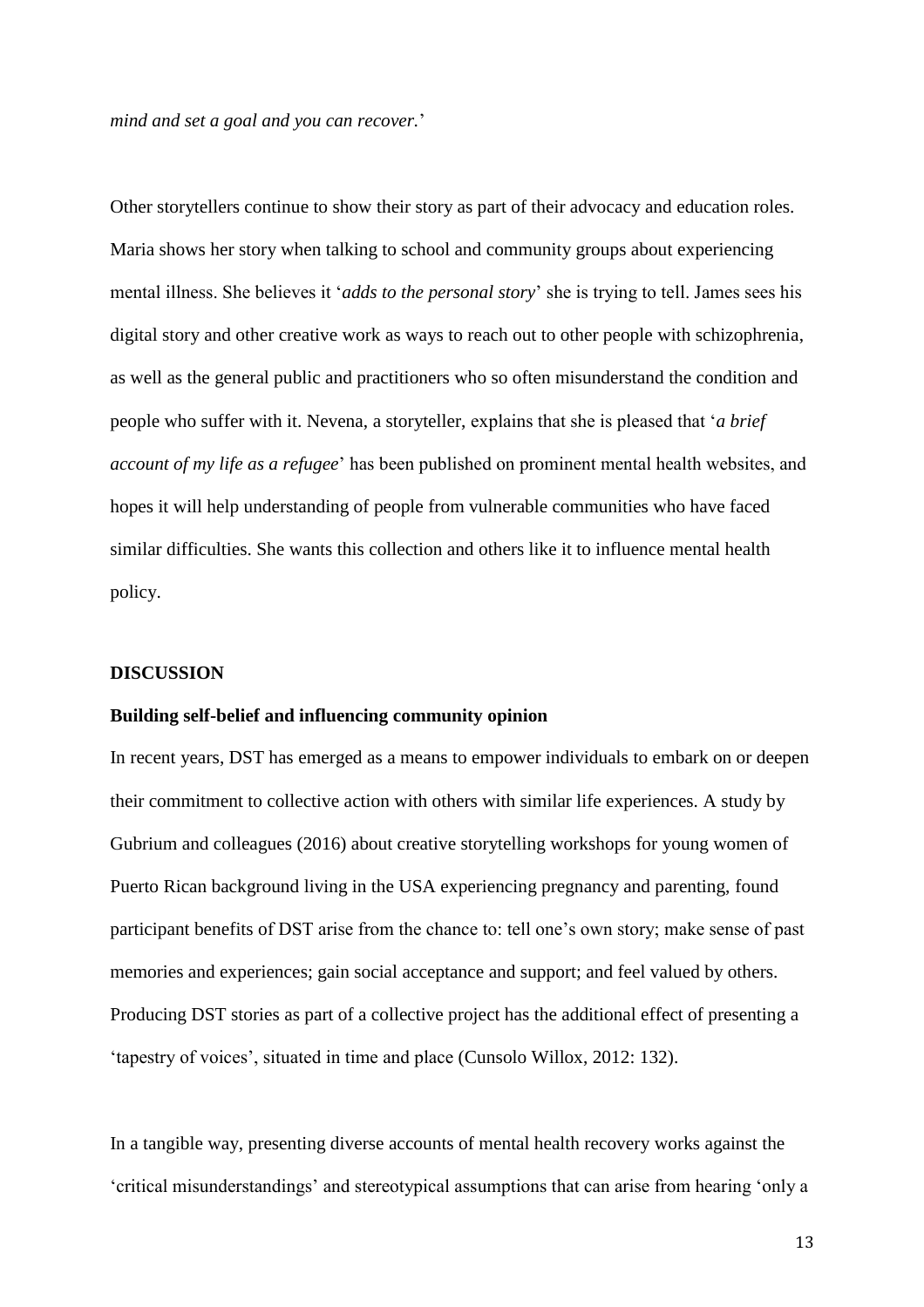*mind and set a goal and you can recover.*'

Other storytellers continue to show their story as part of their advocacy and education roles. Maria shows her story when talking to school and community groups about experiencing mental illness. She believes it '*adds to the personal story*' she is trying to tell. James sees his digital story and other creative work as ways to reach out to other people with schizophrenia, as well as the general public and practitioners who so often misunderstand the condition and people who suffer with it. Nevena, a storyteller, explains that she is pleased that '*a brief account of my life as a refugee*' has been published on prominent mental health websites, and hopes it will help understanding of people from vulnerable communities who have faced similar difficulties. She wants this collection and others like it to influence mental health policy.

## DISCUSSION

### Building self-belief and influencing community opinion

In recent years, DST has emerged as a means to empower individuals to embark on or deepen their commitment to collective action with others with similar life experiences. A study by Gubrium and colleagues (2016) about creative storytelling workshops for young women of Puerto Rican background living in the USA experiencing pregnancy and parenting, found participant benefits of DST arise from the chance to: tell one's own story; make sense of past memories and experiences; gain social acceptance and support; and feel valued by others. Producing DST stories as part of a collective project has the additional effect of presenting a 'tapestry of voices', situated in time and place (Cunsolo Willox, 2012: 132).

In a tangible way, presenting diverse accounts of mental health recovery works against the 'critical misunderstandings' and stereotypical assumptions that can arise from hearing 'only a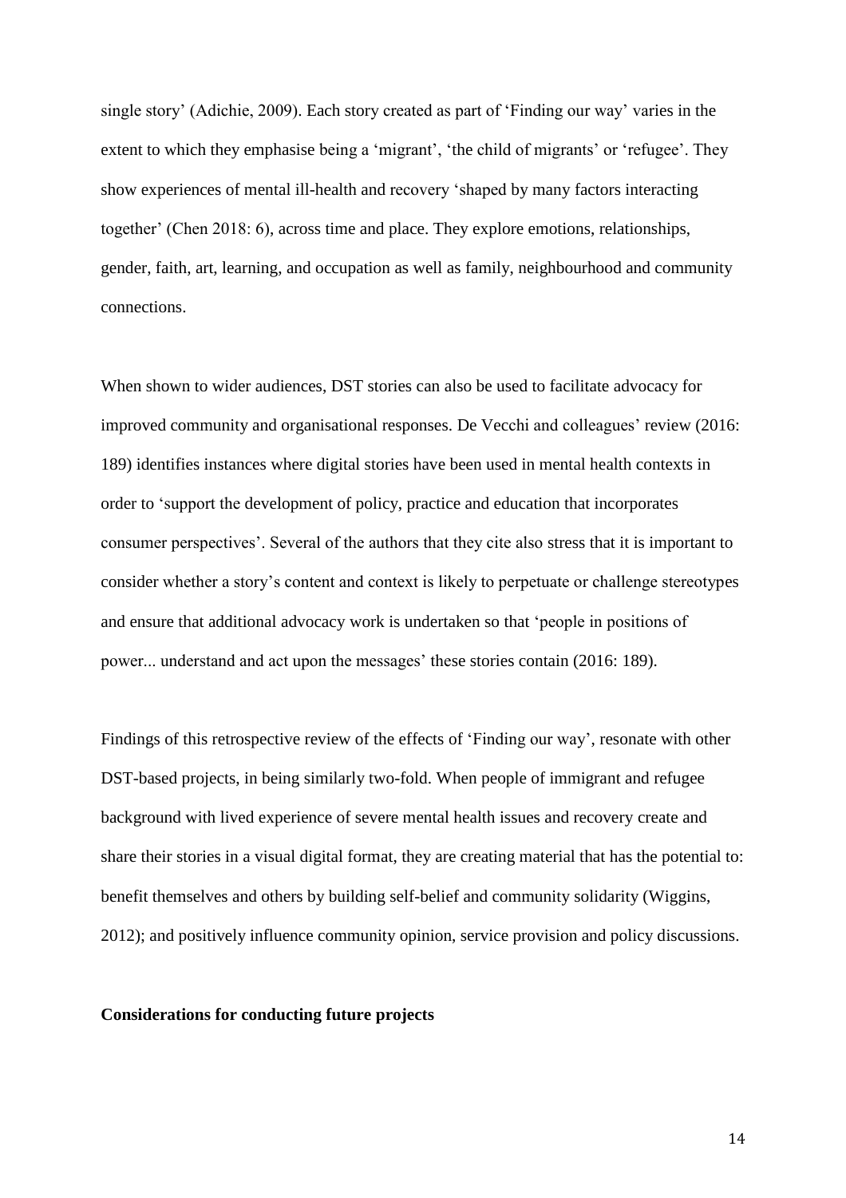single story' (Adichie, 2009). Each story created as part of 'Finding our way' varies in the extent to which they emphasise being a 'migrant', 'the child of migrants' or 'refugee'. They show experiences of mental ill-health and recovery 'shaped by many factors interacting together' (Chen 2018: 6), across time and place. They explore emotions, relationships, gender, faith, art, learning, and occupation as well as family, neighbourhood and community connections.

When shown to wider audiences, DST stories can also be used to facilitate advocacy for improved community and organisational responses. De Vecchi and colleagues' review (2016: 189) identifies instances where digital stories have been used in mental health contexts in order to 'support the development of policy, practice and education that incorporates consumer perspectives'. Several of the authors that they cite also stress that it is important to consider whether a story's content and context is likely to perpetuate or challenge stereotypes and ensure that additional advocacy work is undertaken so that 'people in positions of power... understand and act upon the messages' these stories contain (2016: 189).

Findings of this retrospective review of the effects of 'Finding our way', resonate with other DST-based projects, in being similarly two-fold. When people of immigrant and refugee background with lived experience of severe mental health issues and recovery create and share their stories in a visual digital format, they are creating material that has the potential to: benefit themselves and others by building self-belief and community solidarity (Wiggins, 2012); and positively influence community opinion, service provision and policy discussions.

**Considerations for conducting future projects**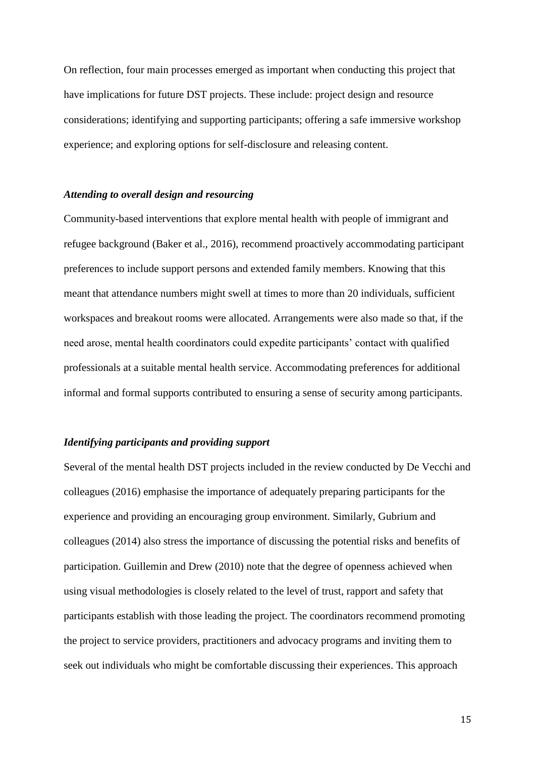On reflection, four main processes emerged as important when conducting this project that have implications for future DST projects. These include: project design and resource considerations; identifying and supporting participants; offering a safe immersive workshop experience; and exploring options for self-disclosure and releasing content.

### *Attending to overall design and resourcing*

Community-based interventions that explore mental health with people of immigrant and refugee background (Baker et al., 2016), recommend proactively accommodating participant preferences to include support persons and extended family members. Knowing that this meant that attendance numbers might swell at times to more than 20 individuals, sufficient workspaces and breakout rooms were allocated. Arrangements were also made so that, if the need arose, mental health coordinators could expedite participants' contact with qualified professionals at a suitable mental health service. Accommodating preferences for additional informal and formal supports contributed to ensuring a sense of security among participants.

### *Identifying participants and providing support*

Several of the mental health DST projects included in the review conducted by De Vecchi and colleagues (2016) emphasise the importance of adequately preparing participants for the experience and providing an encouraging group environment. Similarly, Gubrium and colleagues (2014) also stress the importance of discussing the potential risks and benefits of participation. Guillemin and Drew (2010) note that the degree of openness achieved when using visual methodologies is closely related to the level of trust, rapport and safety that participants establish with those leading the project. The coordinators recommend promoting the project to service providers, practitioners and advocacy programs and inviting them to seek out individuals who might be comfortable discussing their experiences. This approach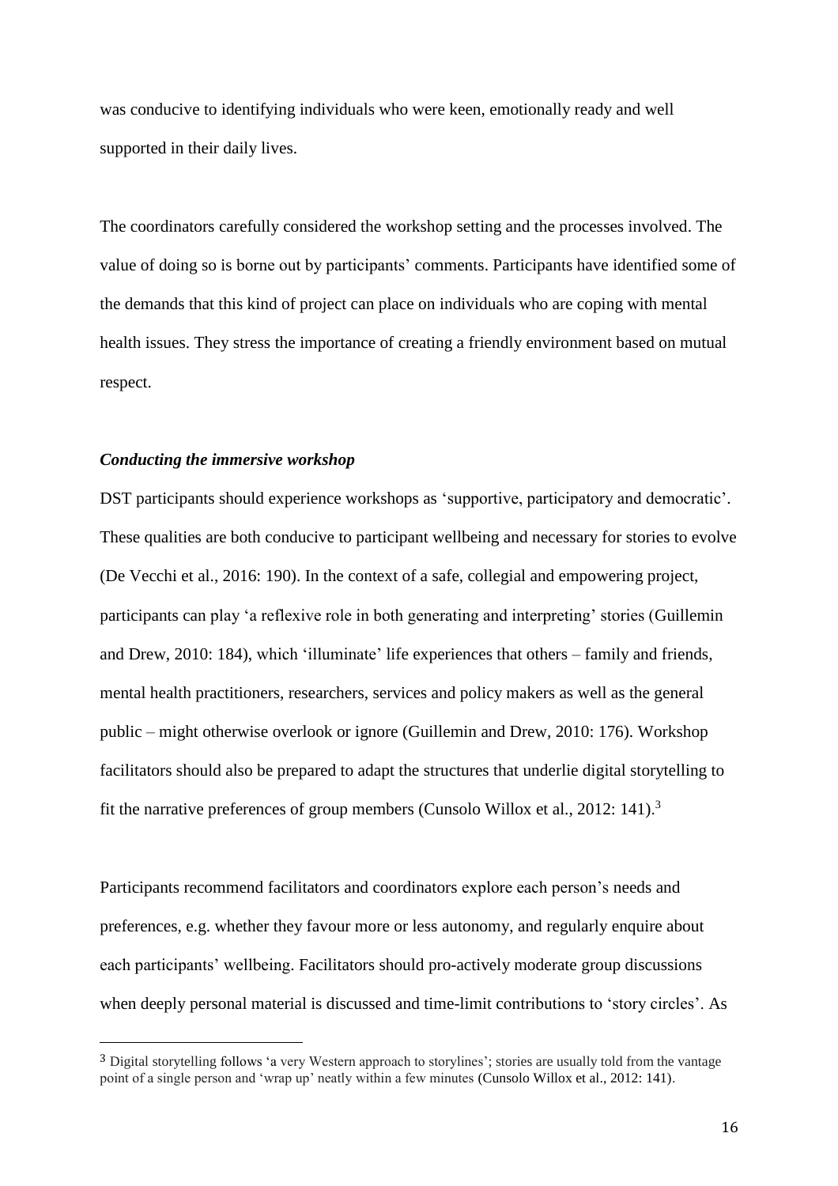was conducive to identifying individuals who were keen, emotionally ready and well supported in their daily lives.

The coordinators carefully considered the workshop setting and the processes involved. The value of doing so is borne out by participants' comments. Participants have identified some of the demands that this kind of project can place on individuals who are coping with mental health issues. They stress the importance of creating a friendly environment based on mutual respect.

### *Conducting the immersive workshop*

DST participants should experience workshops as 'supportive, participatory and democratic'. These qualities are both conducive to participant wellbeing and necessary for stories to evolve (De Vecchi et al., 2016: 190). In the context of a safe, collegial and empowering project, participants can play 'a reflexive role in both generating and interpreting' stories (Guillemin and Drew, 2010: 184), which 'illuminate' life experiences that others – family and friends, mental health practitioners, researchers, services and policy makers as well as the general public – might otherwise overlook or ignore (Guillemin and Drew, 2010: 176). Workshop facilitators should also be prepared to adapt the structures that underlie digital storytelling to fit the narrative preferences of group members (Cunsolo Willox et al., 2012: 141).[3]

Participants recommend facilitators and coordinators explore each person's needs and preferences, e.g. whether they favour more or less autonomy, and regularly enquire about each participants' wellbeing. Facilitators should pro-actively moderate group discussions when deeply personal material is discussed and time-limit contributions to 'story circles'. As

[3] Digital storytelling follows 'a very Western approach to storylines'; stories are usually told from the vantage point of a single person and 'wrap up' neatly within a few minutes (Cunsolo Willox et al., 2012: 141).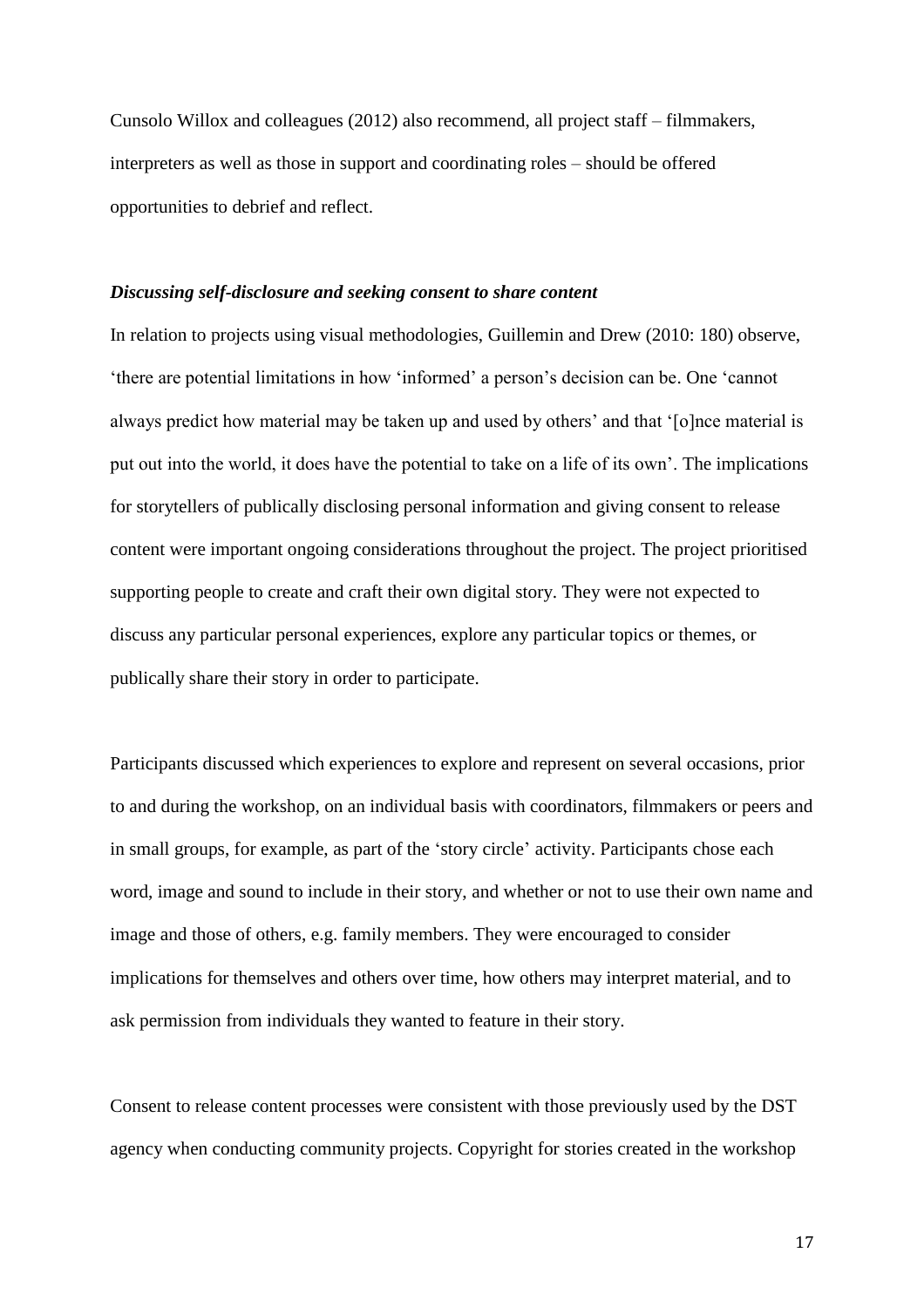Cunsolo Willox and colleagues (2012) also recommend, all project staff – filmmakers, interpreters as well as those in support and coordinating roles – should be offered opportunities to debrief and reflect.

### ***Discussing self-disclosure and seeking consent to share content***

In relation to projects using visual methodologies, Guillemin and Drew (2010: 180) observe, 'there are potential limitations in how 'informed' a person's decision can be. One 'cannot always predict how material may be taken up and used by others' and that '[o]nce material is put out into the world, it does have the potential to take on a life of its own'. The implications for storytellers of publically disclosing personal information and giving consent to release content were important ongoing considerations throughout the project. The project prioritised supporting people to create and craft their own digital story. They were not expected to discuss any particular personal experiences, explore any particular topics or themes, or publically share their story in order to participate.

Participants discussed which experiences to explore and represent on several occasions, prior to and during the workshop, on an individual basis with coordinators, filmmakers or peers and in small groups, for example, as part of the 'story circle' activity. Participants chose each word, image and sound to include in their story, and whether or not to use their own name and image and those of others, e.g. family members. They were encouraged to consider implications for themselves and others over time, how others may interpret material, and to ask permission from individuals they wanted to feature in their story.

Consent to release content processes were consistent with those previously used by the DST agency when conducting community projects. Copyright for stories created in the workshop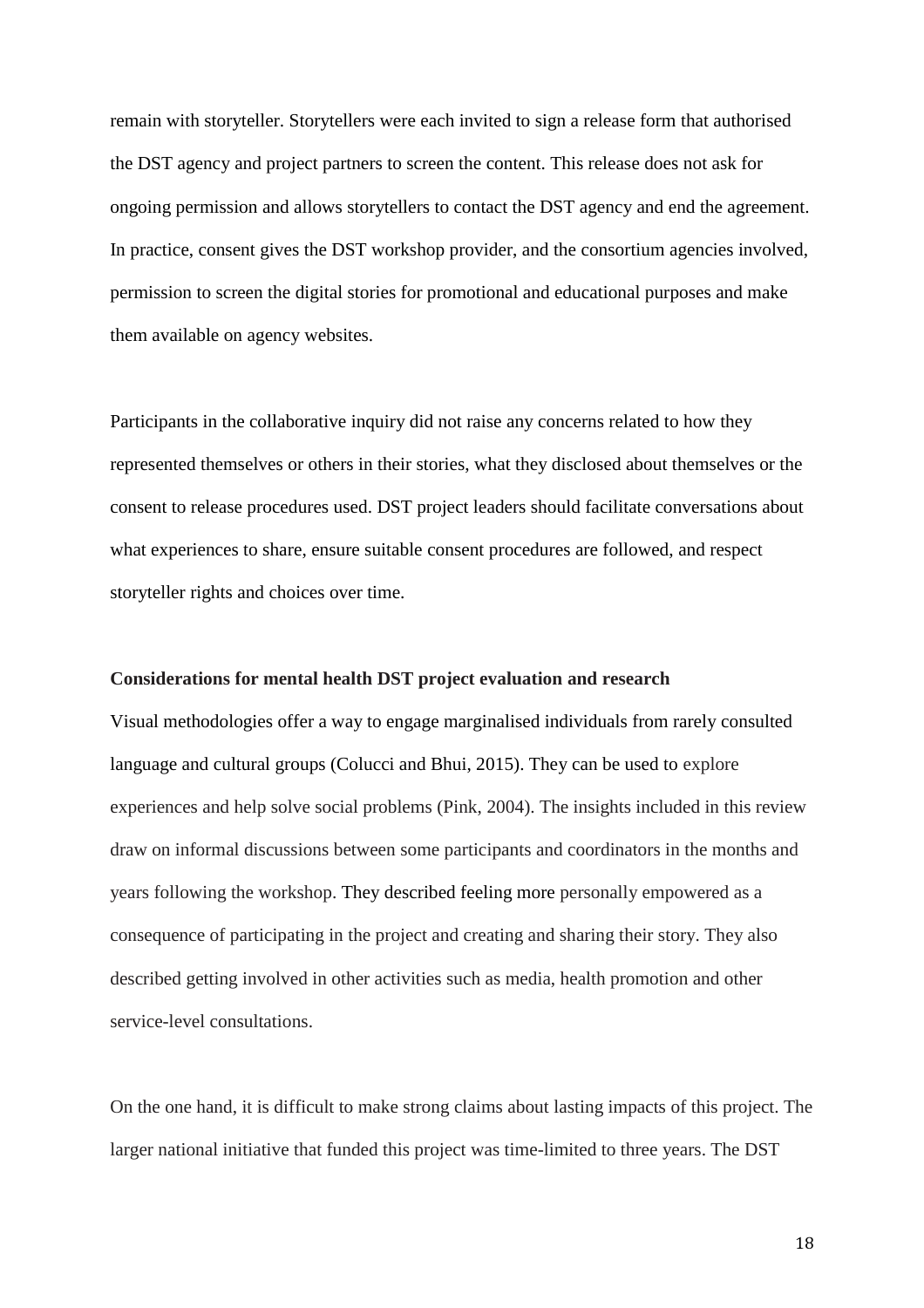remain with storyteller. Storytellers were each invited to sign a release form that authorised the DST agency and project partners to screen the content. This release does not ask for ongoing permission and allows storytellers to contact the DST agency and end the agreement. In practice, consent gives the DST workshop provider, and the consortium agencies involved, permission to screen the digital stories for promotional and educational purposes and make them available on agency websites.

Participants in the collaborative inquiry did not raise any concerns related to how they represented themselves or others in their stories, what they disclosed about themselves or the consent to release procedures used. DST project leaders should facilitate conversations about what experiences to share, ensure suitable consent procedures are followed, and respect storyteller rights and choices over time.

**Considerations for mental health DST project evaluation and research**

Visual methodologies offer a way to engage marginalised individuals from rarely consulted language and cultural groups (Colucci and Bhui, 2015). They can be used to explore experiences and help solve social problems (Pink, 2004). The insights included in this review draw on informal discussions between some participants and coordinators in the months and years following the workshop. They described feeling more personally empowered as a consequence of participating in the project and creating and sharing their story. They also described getting involved in other activities such as media, health promotion and other service-level consultations.

On the one hand, it is difficult to make strong claims about lasting impacts of this project. The larger national initiative that funded this project was time-limited to three years. The DST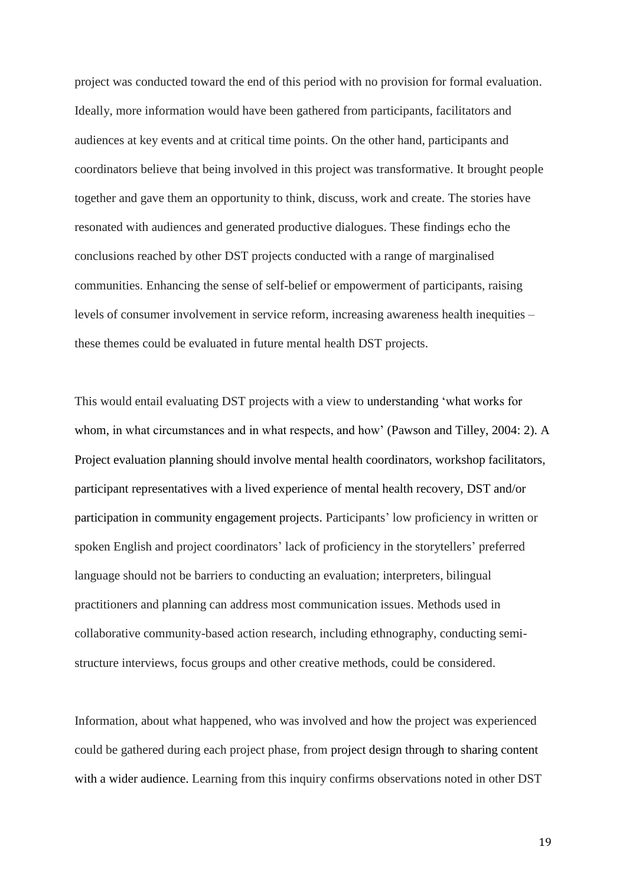project was conducted toward the end of this period with no provision for formal evaluation. Ideally, more information would have been gathered from participants, facilitators and audiences at key events and at critical time points. On the other hand, participants and coordinators believe that being involved in this project was transformative. It brought people together and gave them an opportunity to think, discuss, work and create. The stories have resonated with audiences and generated productive dialogues. These findings echo the conclusions reached by other DST projects conducted with a range of marginalised communities. Enhancing the sense of self-belief or empowerment of participants, raising levels of consumer involvement in service reform, increasing awareness health inequities – these themes could be evaluated in future mental health DST projects.

This would entail evaluating DST projects with a view to understanding 'what works for whom, in what circumstances and in what respects, and how' (Pawson and Tilley, 2004: 2). A Project evaluation planning should involve mental health coordinators, workshop facilitators, participant representatives with a lived experience of mental health recovery, DST and/or participation in community engagement projects. Participants' low proficiency in written or spoken English and project coordinators' lack of proficiency in the storytellers' preferred language should not be barriers to conducting an evaluation; interpreters, bilingual practitioners and planning can address most communication issues. Methods used in collaborative community-based action research, including ethnography, conducting semi-structure interviews, focus groups and other creative methods, could be considered.

Information, about what happened, who was involved and how the project was experienced could be gathered during each project phase, from project design through to sharing content with a wider audience. Learning from this inquiry confirms observations noted in other DST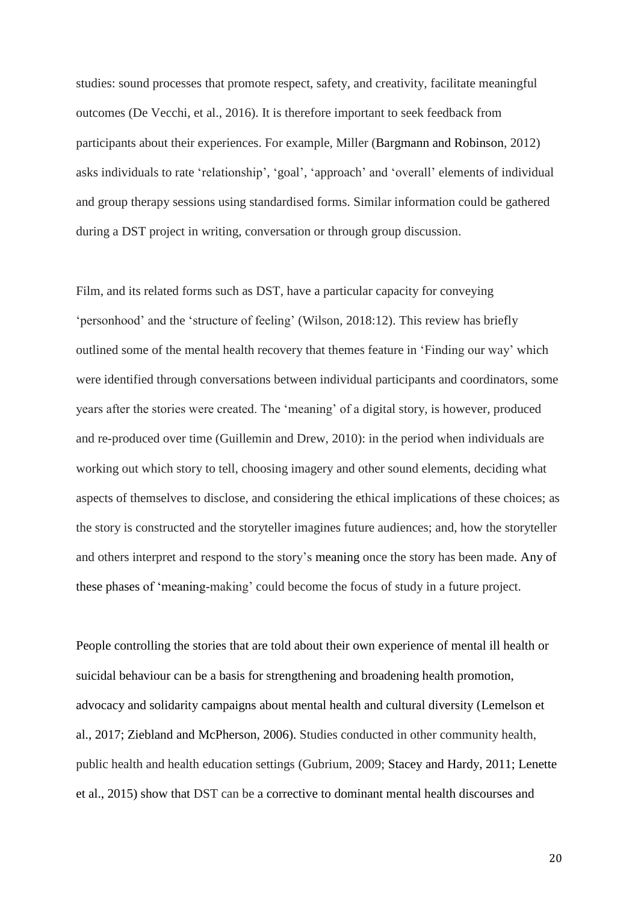studies: sound processes that promote respect, safety, and creativity, facilitate meaningful outcomes (De Vecchi, et al., 2016). It is therefore important to seek feedback from participants about their experiences. For example, Miller (Bargmann and Robinson, 2012) asks individuals to rate 'relationship', 'goal', 'approach' and 'overall' elements of individual and group therapy sessions using standardised forms. Similar information could be gathered during a DST project in writing, conversation or through group discussion.

Film, and its related forms such as DST, have a particular capacity for conveying 'personhood' and the 'structure of feeling' (Wilson, 2018:12). This review has briefly outlined some of the mental health recovery that themes feature in 'Finding our way' which were identified through conversations between individual participants and coordinators, some years after the stories were created. The 'meaning' of a digital story, is however, produced and re-produced over time (Guillemin and Drew, 2010): in the period when individuals are working out which story to tell, choosing imagery and other sound elements, deciding what aspects of themselves to disclose, and considering the ethical implications of these choices; as the story is constructed and the storyteller imagines future audiences; and, how the storyteller and others interpret and respond to the story's meaning once the story has been made. Any of these phases of 'meaning-making' could become the focus of study in a future project.

People controlling the stories that are told about their own experience of mental ill health or suicidal behaviour can be a basis for strengthening and broadening health promotion, advocacy and solidarity campaigns about mental health and cultural diversity (Lemelson et al., 2017; Ziebland and McPherson, 2006). Studies conducted in other community health, public health and health education settings (Gubrium, 2009; Stacey and Hardy, 2011; Lenette et al., 2015) show that DST can be a corrective to dominant mental health discourses and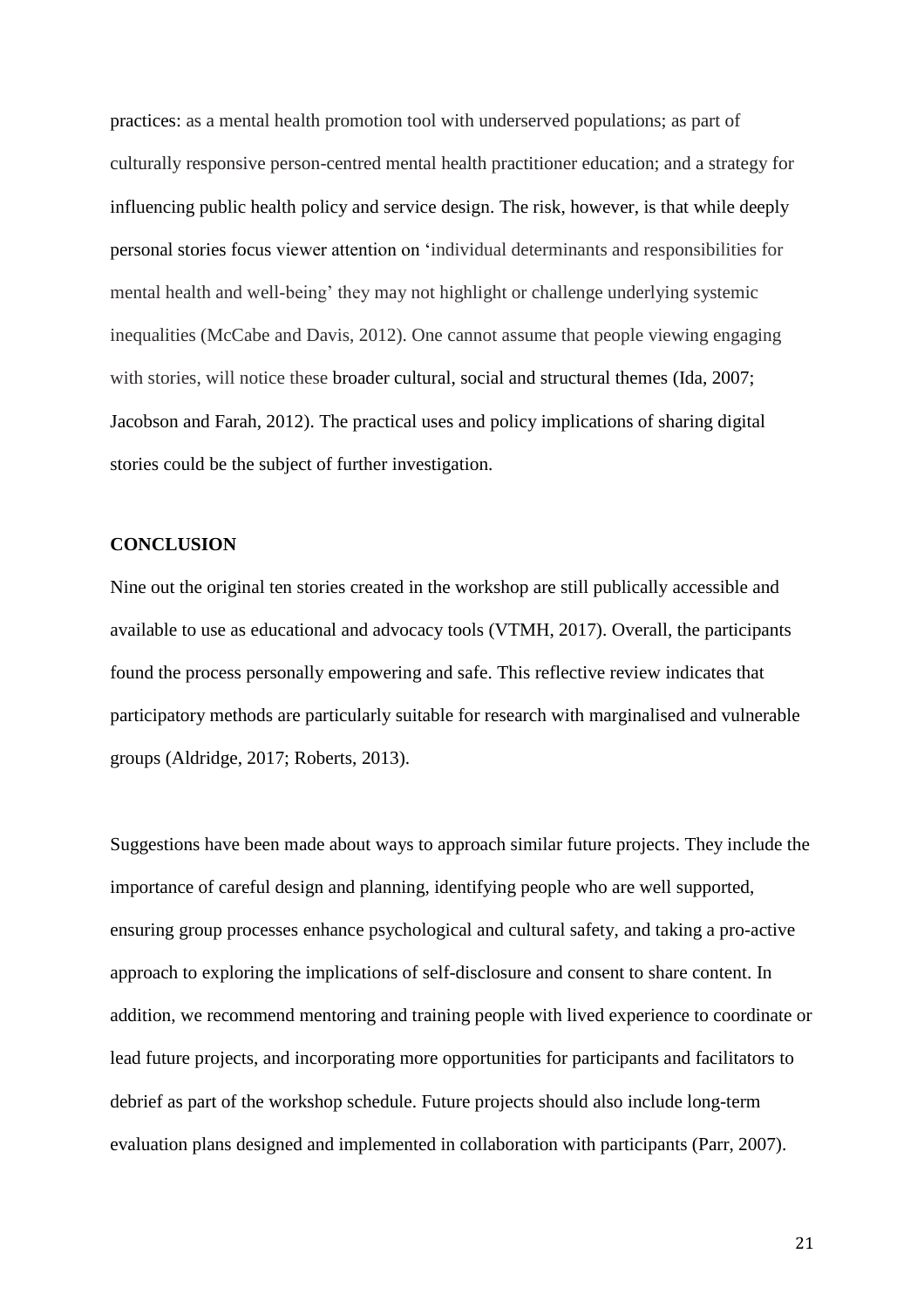practices: as a mental health promotion tool with underserved populations; as part of culturally responsive person-centred mental health practitioner education; and a strategy for influencing public health policy and service design. The risk, however, is that while deeply personal stories focus viewer attention on 'individual determinants and responsibilities for mental health and well-being' they may not highlight or challenge underlying systemic inequalities (McCabe and Davis, 2012). One cannot assume that people viewing engaging with stories, will notice these broader cultural, social and structural themes (Ida, 2007; Jacobson and Farah, 2012). The practical uses and policy implications of sharing digital stories could be the subject of further investigation.

## CONCLUSION

Nine out the original ten stories created in the workshop are still publically accessible and available to use as educational and advocacy tools (VTMH, 2017). Overall, the participants found the process personally empowering and safe. This reflective review indicates that participatory methods are particularly suitable for research with marginalised and vulnerable groups (Aldridge, 2017; Roberts, 2013).

Suggestions have been made about ways to approach similar future projects. They include the importance of careful design and planning, identifying people who are well supported, ensuring group processes enhance psychological and cultural safety, and taking a pro-active approach to exploring the implications of self-disclosure and consent to share content. In addition, we recommend mentoring and training people with lived experience to coordinate or lead future projects, and incorporating more opportunities for participants and facilitators to debrief as part of the workshop schedule. Future projects should also include long-term evaluation plans designed and implemented in collaboration with participants (Parr, 2007).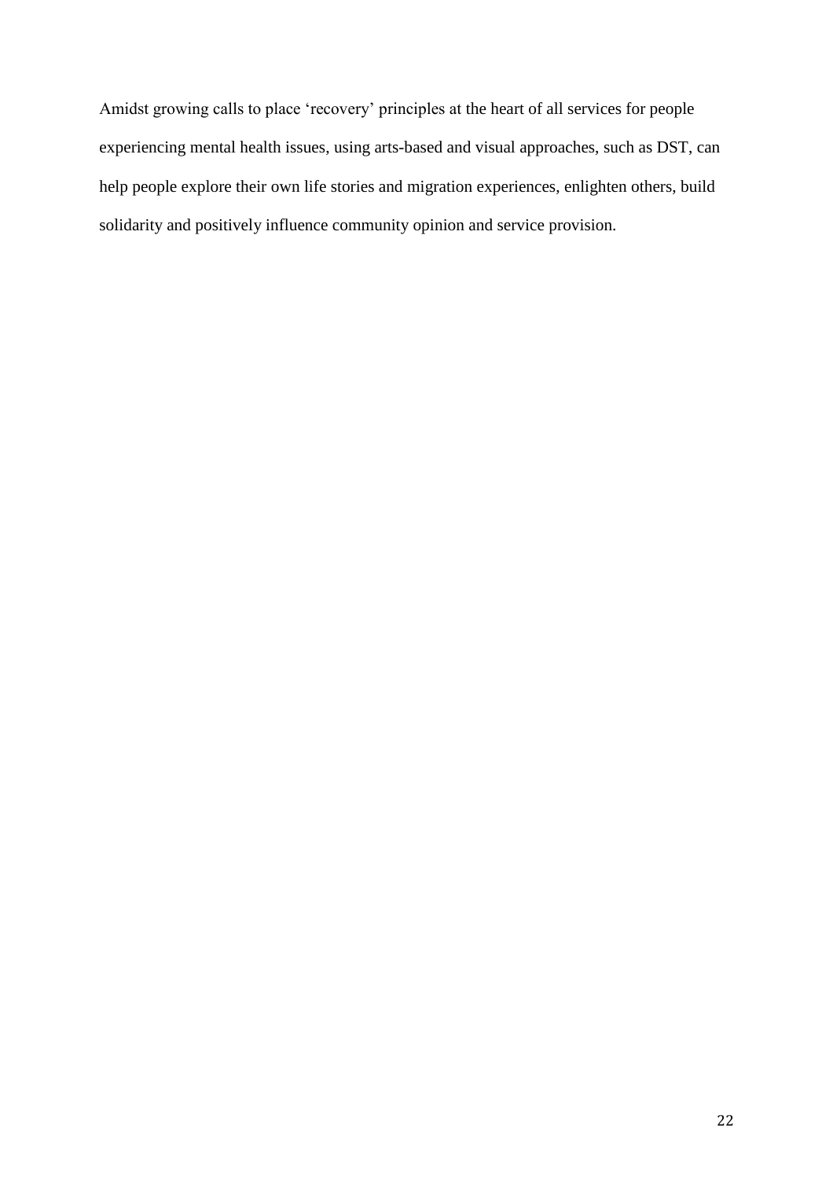Amidst growing calls to place 'recovery' principles at the heart of all services for people experiencing mental health issues, using arts-based and visual approaches, such as DST, can help people explore their own life stories and migration experiences, enlighten others, build solidarity and positively influence community opinion and service provision.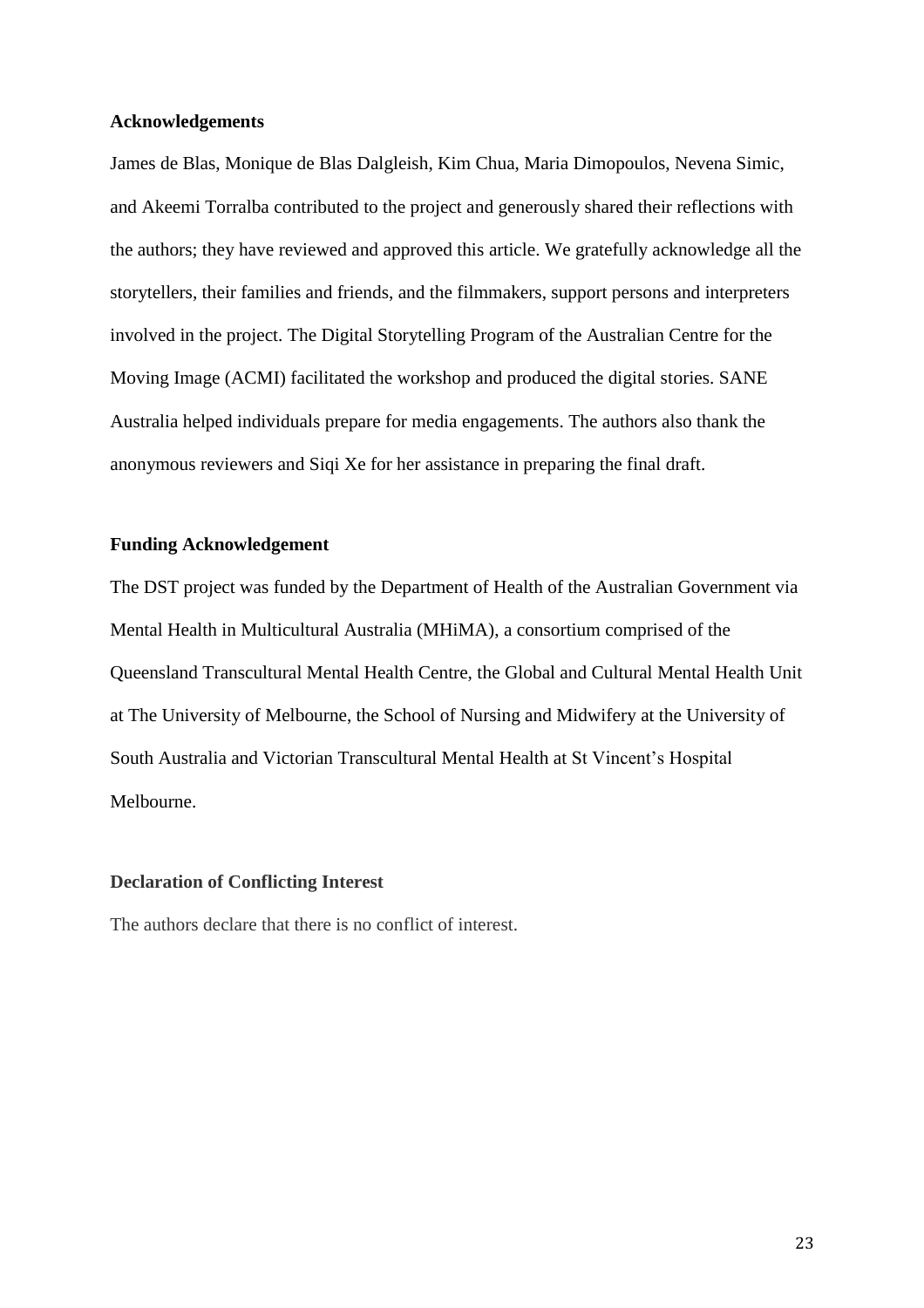**Acknowledgements**

James de Blas, Monique de Blas Dalgleish, Kim Chua, Maria Dimopoulos, Nevena Simic, and Akeemi Torralba contributed to the project and generously shared their reflections with the authors; they have reviewed and approved this article. We gratefully acknowledge all the storytellers, their families and friends, and the filmmakers, support persons and interpreters involved in the project. The Digital Storytelling Program of the Australian Centre for the Moving Image (ACMI) facilitated the workshop and produced the digital stories. SANE Australia helped individuals prepare for media engagements. The authors also thank the anonymous reviewers and Siqi Xe for her assistance in preparing the final draft.

**Funding Acknowledgement**

The DST project was funded by the Department of Health of the Australian Government via Mental Health in Multicultural Australia (MHiMA), a consortium comprised of the Queensland Transcultural Mental Health Centre, the Global and Cultural Mental Health Unit at The University of Melbourne, the School of Nursing and Midwifery at the University of South Australia and Victorian Transcultural Mental Health at St Vincent's Hospital Melbourne.

**Declaration of Conflicting Interest**

The authors declare that there is no conflict of interest.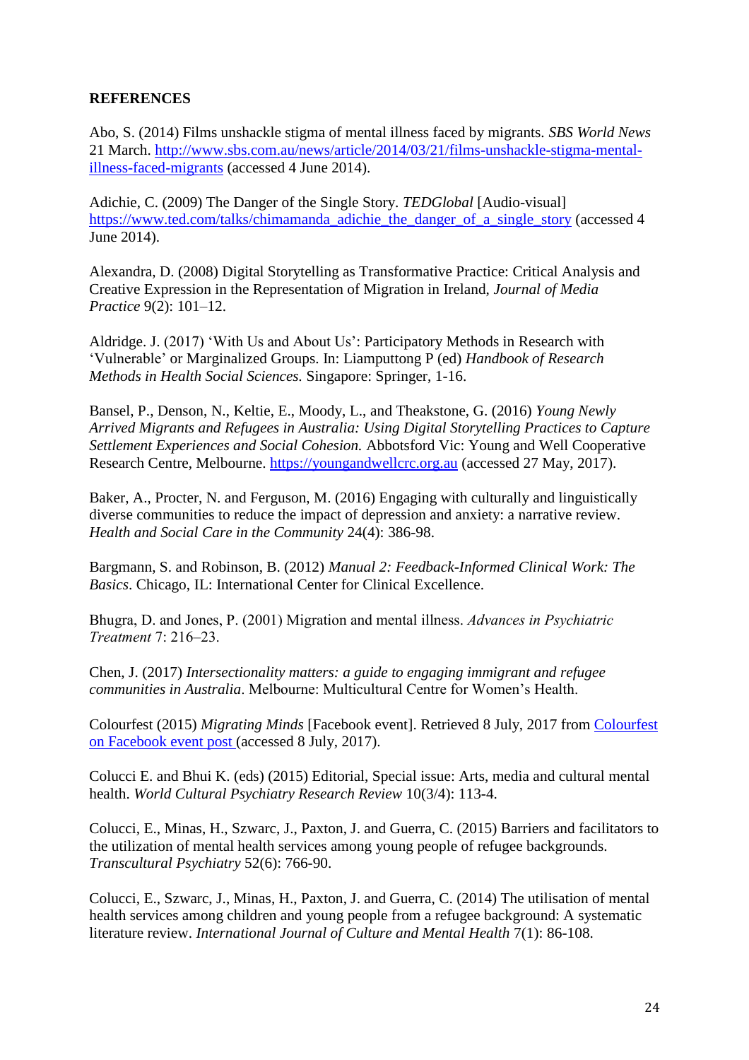**REFERENCES**

Abo, S. (2014) Films unshackle stigma of mental illness faced by migrants. *SBS World News* 21 March. [http://www.sbs.com.au/news/article/2014/03/21/films-unshackle-stigma-mental-illness-faced-migrants](http://www.sbs.com.au/news/article/2014/03/21/films-unshackle-stigma-mental-illness-faced-migrants) (accessed 4 June 2014).

Adichie, C. (2009) The Danger of the Single Story. *TEDGlobal* [Audio-visual] [https://www.ted.com/talks/chimamanda_adichie_the_danger_of_a_single_story](https://www.ted.com/talks/chimamanda_adichie_the_danger_of_a_single_story) (accessed 4 June 2014).

Alexandra, D. (2008) Digital Storytelling as Transformative Practice: Critical Analysis and Creative Expression in the Representation of Migration in Ireland, *Journal of Media Practice* 9(2): 101–12.

Aldridge. J. (2017) 'With Us and About Us': Participatory Methods in Research with 'Vulnerable' or Marginalized Groups. In: Liamputtong P (ed) *Handbook of Research Methods in Health Social Sciences.* Singapore: Springer, 1-16.

Bansel, P., Denson, N., Keltie, E., Moody, L., and Theakstone, G. (2016) *Young Newly Arrived Migrants and Refugees in Australia: Using Digital Storytelling Practices to Capture Settlement Experiences and Social Cohesion.* Abbotsford Vic: Young and Well Cooperative Research Centre, Melbourne. [https://youngandwellcrc.org.au](https://youngandwellcrc.org.au) (accessed 27 May, 2017).

Baker, A., Procter, N. and Ferguson, M. (2016) Engaging with culturally and linguistically diverse communities to reduce the impact of depression and anxiety: a narrative review. *Health and Social Care in the Community* 24(4): 386-98.

Bargmann, S. and Robinson, B. (2012) *Manual 2: Feedback-Informed Clinical Work: The Basics*. Chicago, IL: International Center for Clinical Excellence.

Bhugra, D. and Jones, P. (2001) Migration and mental illness. *Advances in Psychiatric Treatment* 7: 216–23.

Chen, J. (2017) *Intersectionality matters: a guide to engaging immigrant and refugee communities in Australia*. Melbourne: Multicultural Centre for Women's Health.

Colourfest (2015) *Migrating Minds* [Facebook event]. Retrieved 8 July, 2017 from Colourfest on Facebook event post (accessed 8 July, 2017).

Colucci E. and Bhui K. (eds) (2015) Editorial, Special issue: Arts, media and cultural mental health. *World Cultural Psychiatry Research Review* 10(3/4): 113-4.

Colucci, E., Minas, H., Szwarc, J., Paxton, J. and Guerra, C. (2015) Barriers and facilitators to the utilization of mental health services among young people of refugee backgrounds. *Transcultural Psychiatry* 52(6): 766-90.

Colucci, E., Szwarc, J., Minas, H., Paxton, J. and Guerra, C. (2014) The utilisation of mental health services among children and young people from a refugee background: A systematic literature review. *International Journal of Culture and Mental Health* 7(1): 86-108.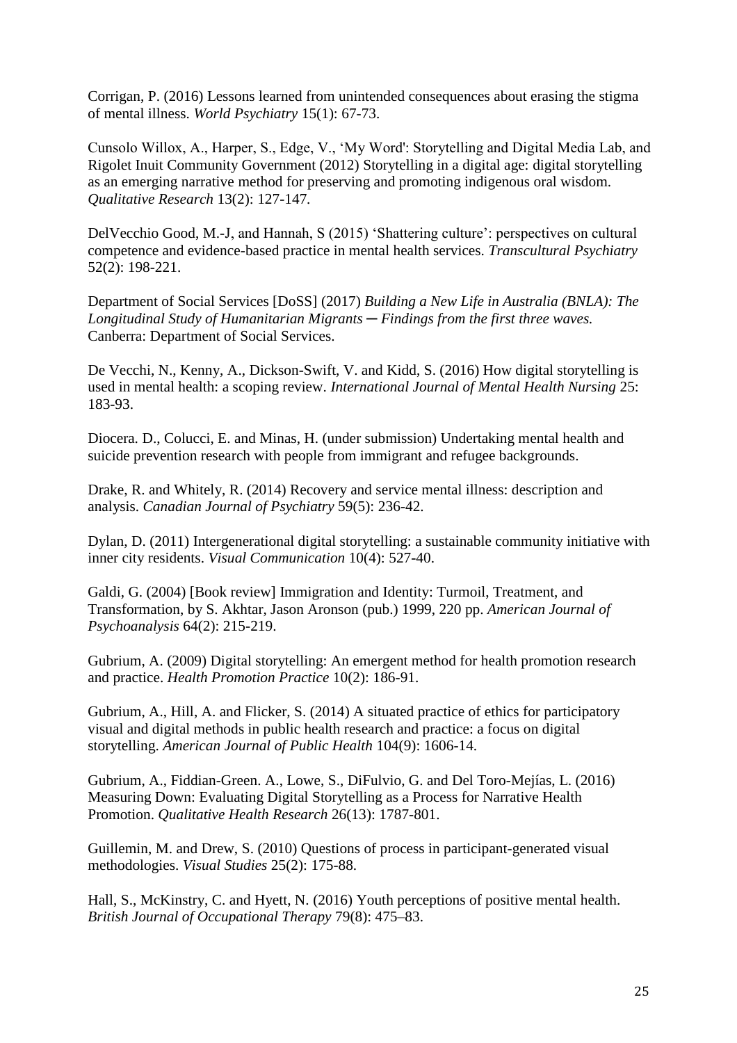Corrigan, P. (2016) Lessons learned from unintended consequences about erasing the stigma of mental illness. *World Psychiatry* 15(1): 67-73.

Cunsolo Willox, A., Harper, S., Edge, V., 'My Word': Storytelling and Digital Media Lab, and Rigolet Inuit Community Government (2012) Storytelling in a digital age: digital storytelling as an emerging narrative method for preserving and promoting indigenous oral wisdom. *Qualitative Research* 13(2): 127-147.

DelVecchio Good, M.-J, and Hannah, S (2015) 'Shattering culture': perspectives on cultural competence and evidence-based practice in mental health services. *Transcultural Psychiatry* 52(2): 198-221.

Department of Social Services [DoSS] (2017) *Building a New Life in Australia (BNLA): The Longitudinal Study of Humanitarian Migrants ─ Findings from the first three waves.* Canberra: Department of Social Services.

De Vecchi, N., Kenny, A., Dickson-Swift, V. and Kidd, S. (2016) How digital storytelling is used in mental health: a scoping review. *International Journal of Mental Health Nursing* 25: 183-93.

Diocera. D., Colucci, E. and Minas, H. (under submission) Undertaking mental health and suicide prevention research with people from immigrant and refugee backgrounds.

Drake, R. and Whitely, R. (2014) Recovery and service mental illness: description and analysis. *Canadian Journal of Psychiatry* 59(5): 236-42.

Dylan, D. (2011) Intergenerational digital storytelling: a sustainable community initiative with inner city residents. *Visual Communication* 10(4): 527-40.

Galdi, G. (2004) [Book review] Immigration and Identity: Turmoil, Treatment, and Transformation, by S. Akhtar, Jason Aronson (pub.) 1999, 220 pp. *American Journal of Psychoanalysis* 64(2): 215-219.

Gubrium, A. (2009) Digital storytelling: An emergent method for health promotion research and practice. *Health Promotion Practice* 10(2): 186-91.

Gubrium, A., Hill, A. and Flicker, S. (2014) A situated practice of ethics for participatory visual and digital methods in public health research and practice: a focus on digital storytelling. *American Journal of Public Health* 104(9): 1606-14.

Gubrium, A., Fiddian-Green. A., Lowe, S., DiFulvio, G. and Del Toro-Mejías, L. (2016) Measuring Down: Evaluating Digital Storytelling as a Process for Narrative Health Promotion. *Qualitative Health Research* 26(13): 1787-801.

Guillemin, M. and Drew, S. (2010) Questions of process in participant-generated visual methodologies. *Visual Studies* 25(2): 175-88.

Hall, S., McKinstry, C. and Hyett, N. (2016) Youth perceptions of positive mental health. *British Journal of Occupational Therapy* 79(8): 475–83.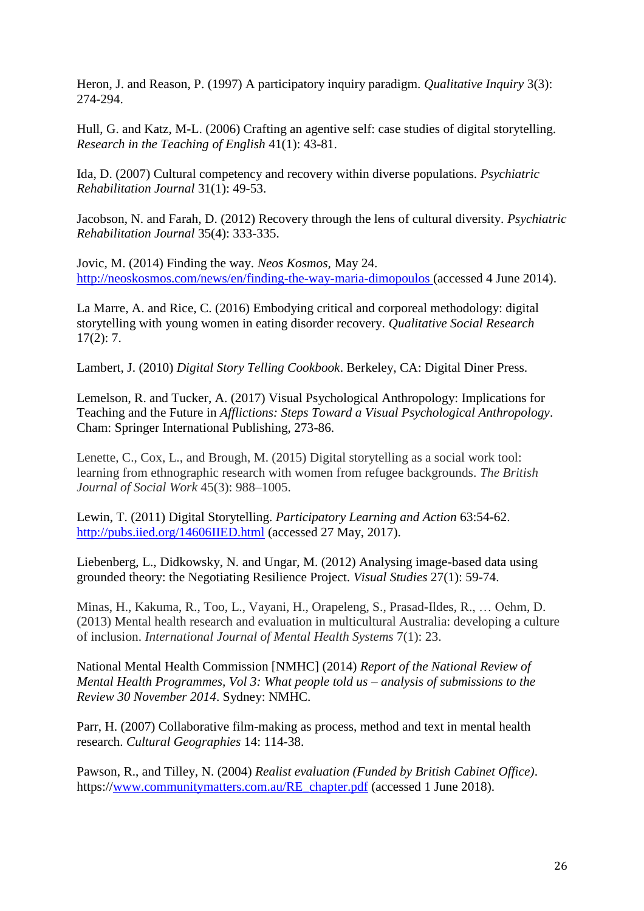Heron, J. and Reason, P. (1997) A participatory inquiry paradigm. *Qualitative Inquiry* 3(3): 274-294.

Hull, G. and Katz, M-L. (2006) Crafting an agentive self: case studies of digital storytelling. *Research in the Teaching of English* 41(1): 43-81.

Ida, D. (2007) Cultural competency and recovery within diverse populations. *Psychiatric Rehabilitation Journal* 31(1): 49-53.

Jacobson, N. and Farah, D. (2012) Recovery through the lens of cultural diversity. *Psychiatric Rehabilitation Journal* 35(4): 333-335.

Jovic, M. (2014) Finding the way. *Neos Kosmos*, May 24. http://neoskosmos.com/news/en/finding-the-way-maria-dimopoulos (accessed 4 June 2014).

La Marre, A. and Rice, C. (2016) Embodying critical and corporeal methodology: digital storytelling with young women in eating disorder recovery. *Qualitative Social Research* 17(2): 7.

Lambert, J. (2010) *Digital Story Telling Cookbook*. Berkeley, CA: Digital Diner Press.

Lemelson, R. and Tucker, A. (2017) Visual Psychological Anthropology: Implications for Teaching and the Future in *Afflictions: Steps Toward a Visual Psychological Anthropology*. Cham: Springer International Publishing, 273-86.

Lenette, C., Cox, L., and Brough, M. (2015) Digital storytelling as a social work tool: learning from ethnographic research with women from refugee backgrounds. *The British Journal of Social Work* 45(3): 988–1005.

Lewin, T. (2011) Digital Storytelling. *Participatory Learning and Action* 63:54-62. http://pubs.iied.org/14606IIED.html (accessed 27 May, 2017).

Liebenberg, L., Didkowsky, N. and Ungar, M. (2012) Analysing image-based data using grounded theory: the Negotiating Resilience Project. *Visual Studies* 27(1): 59-74.

Minas, H., Kakuma, R., Too, L., Vayani, H., Orapeleng, S., Prasad-Ildes, R., … Oehm, D. (2013) Mental health research and evaluation in multicultural Australia: developing a culture of inclusion. *International Journal of Mental Health Systems* 7(1): 23.

National Mental Health Commission [NMHC] (2014) *Report of the National Review of Mental Health Programmes, Vol 3: What people told us – analysis of submissions to the Review 30 November 2014*. Sydney: NMHC.

Parr, H. (2007) Collaborative film-making as process, method and text in mental health research. *Cultural Geographies* 14: 114-38.

Pawson, R., and Tilley, N. (2004) *Realist evaluation (Funded by British Cabinet Office)*. https://www.communitymatters.com.au/RE_chapter.pdf (accessed 1 June 2018).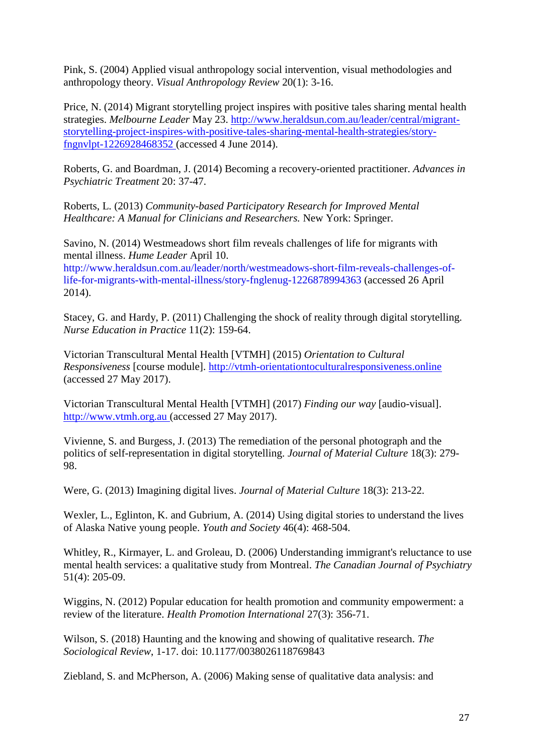Pink, S. (2004) Applied visual anthropology social intervention, visual methodologies and anthropology theory. *Visual Anthropology Review* 20(1): 3-16.

Price, N. (2014) Migrant storytelling project inspires with positive tales sharing mental health strategies. *Melbourne Leader* May 23. http://www.heraldsun.com.au/leader/central/migrant-storytelling-project-inspires-with-positive-tales-sharing-mental-health-strategies/story-fngnvlpt-1226928468352 (accessed 4 June 2014).

Roberts, G. and Boardman, J. (2014) Becoming a recovery-oriented practitioner. *Advances in Psychiatric Treatment* 20: 37-47.

Roberts, L. (2013) *Community-based Participatory Research for Improved Mental Healthcare: A Manual for Clinicians and Researchers.* New York: Springer.

Savino, N. (2014) Westmeadows short film reveals challenges of life for migrants with mental illness. *Hume Leader* April 10. http://www.heraldsun.com.au/leader/north/westmeadows-short-film-reveals-challenges-of-life-for-migrants-with-mental-illness/story-fnglenug-1226878994363 (accessed 26 April 2014).

Stacey, G. and Hardy, P. (2011) Challenging the shock of reality through digital storytelling. *Nurse Education in Practice* 11(2): 159-64.

Victorian Transcultural Mental Health [VTMH] (2015) *Orientation to Cultural Responsiveness* [course module]. http://vtmh-orientationtoculturalresponsiveness.online (accessed 27 May 2017).

Victorian Transcultural Mental Health [VTMH] (2017) *Finding our way* [audio-visual]. http://www.vtmh.org.au (accessed 27 May 2017).

Vivienne, S. and Burgess, J. (2013) The remediation of the personal photograph and the politics of self-representation in digital storytelling. *Journal of Material Culture* 18(3): 279-98.

Were, G. (2013) Imagining digital lives. *Journal of Material Culture* 18(3): 213-22.

Wexler, L., Eglinton, K. and Gubrium, A. (2014) Using digital stories to understand the lives of Alaska Native young people. *Youth and Society* 46(4): 468-504.

Whitley, R., Kirmayer, L. and Groleau, D. (2006) Understanding immigrant's reluctance to use mental health services: a qualitative study from Montreal. *The Canadian Journal of Psychiatry* 51(4): 205-09.

Wiggins, N. (2012) Popular education for health promotion and community empowerment: a review of the literature. *Health Promotion International* 27(3): 356-71.

Wilson, S. (2018) Haunting and the knowing and showing of qualitative research. *The Sociological Review*, 1-17. doi: 10.1177/0038026118769843

Ziebland, S. and McPherson, A. (2006) Making sense of qualitative data analysis: and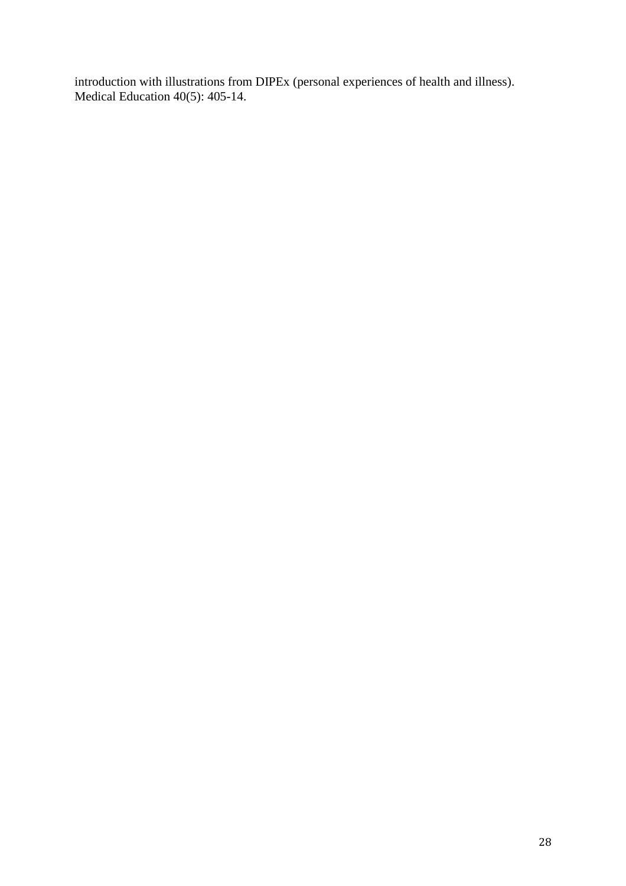introduction with illustrations from DIPEx (personal experiences of health and illness). Medical Education 40(5): 405-14.